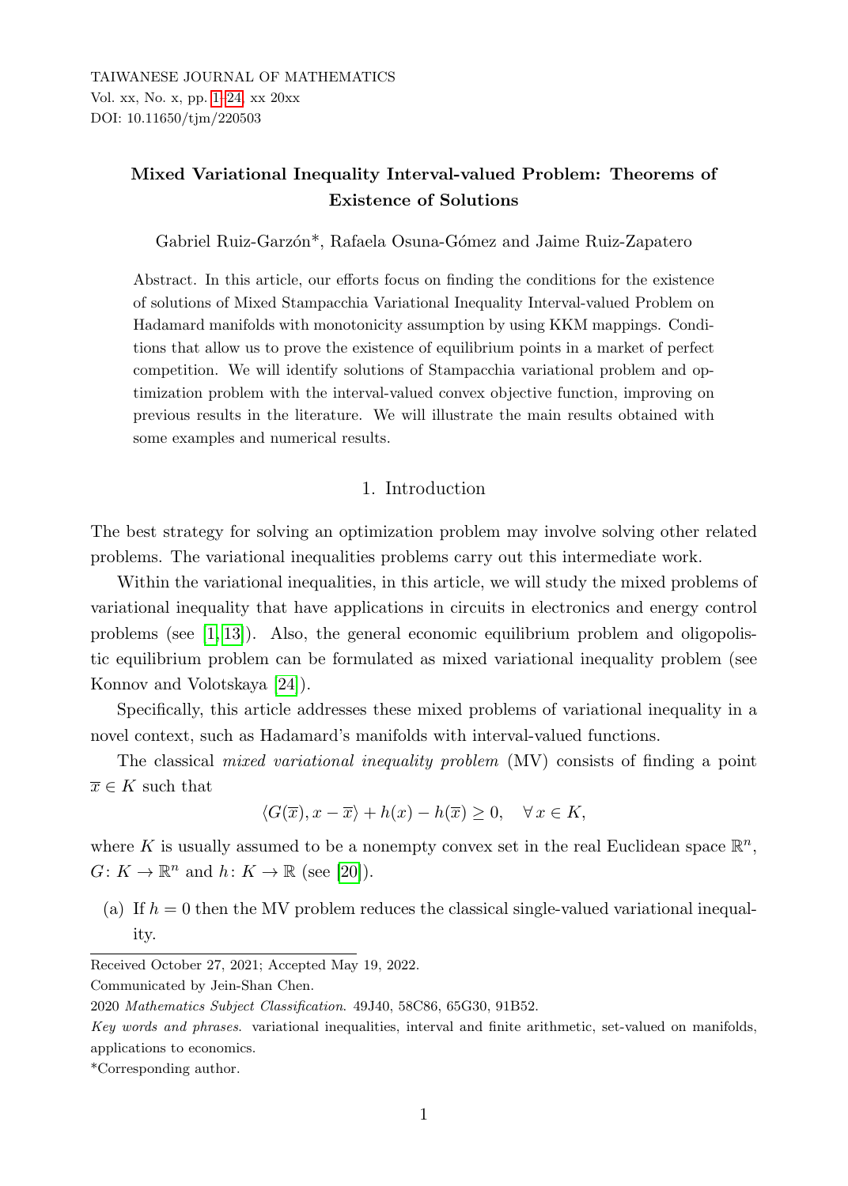# Mixed Variational Inequality Interval-valued Problem: Theorems of Existence of Solutions

Gabriel Ruiz-Garzón*, Rafaela Osuna-Gómez and Jaime Ruiz-Zapatero

Abstract. In this article, our efforts focus on finding the conditions for the existence of solutions of Mixed Stampacchia Variational Inequality Interval-valued Problem on Hadamard manifolds with monotonicity assumption by using KKM mappings. Conditions that allow us to prove the existence of equilibrium points in a market of perfect competition. We will identify solutions of Stampacchia variational problem and optimization problem with the interval-valued convex objective function, improving on previous results in the literature. We will illustrate the main results obtained with some examples and numerical results.

## 1. Introduction

The best strategy for solving an optimization problem may involve solving other related problems. The variational inequalities problems carry out this intermediate work.

Within the variational inequalities, in this article, we will study the mixed problems of variational inequality that have applications in circuits in electronics and energy control problems (see [1,13]). Also, the general economic equilibrium problem and oligopolistic equilibrium problem can be formulated as mixed variational inequality problem (see Konnov and Volotskaya [24]).

Specifically, this article addresses these mixed problems of variational inequality in a novel context, such as Hadamard's manifolds with interval-valued functions.

The classical *mixed variational inequality problem* (MV) consists of finding a point $\overline{x} \in K$ such that

$$\langle G(\overline{x}), x - \overline{x} \rangle + h(x) - h(\overline{x}) \geq 0, \quad \forall\, x \in K,$$

where $K$ is usually assumed to be a nonempty convex set in the real Euclidean space $\mathbb{R}^n$, $G\colon K \to \mathbb{R}^n$ and $h\colon K \to \mathbb{R}$ (see [20]).

(a) If $h = 0$ then the MV problem reduces the classical single-valued variational inequality.

---

Received October 27, 2021; Accepted May 19, 2022.

Communicated by Jein-Shan Chen.

2020 *Mathematics Subject Classification*. 49J40, 58C86, 65G30, 91B52.

*Key words and phrases.* variational inequalities, interval and finite arithmetic, set-valued on manifolds, applications to economics.

*Corresponding author.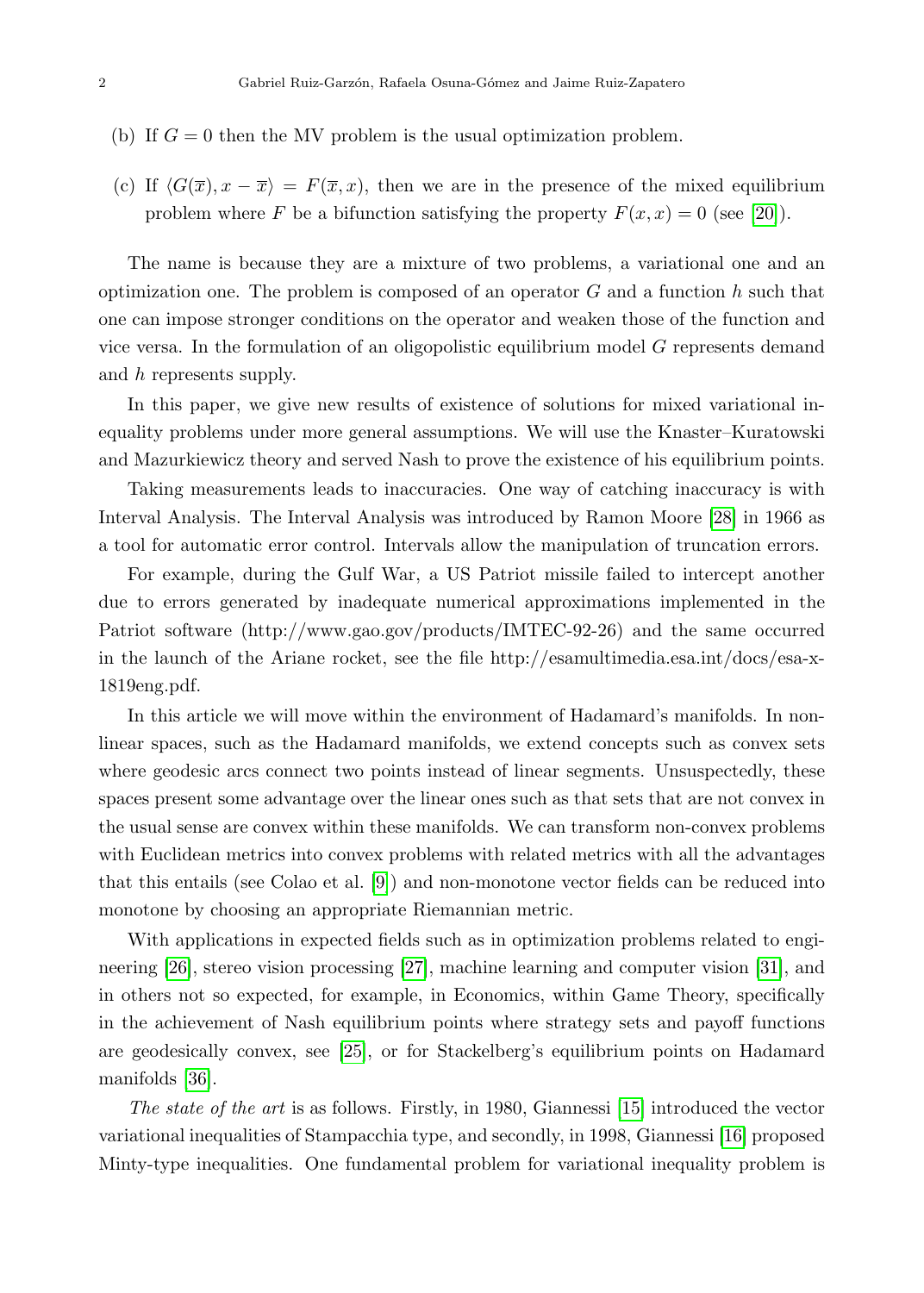(b) If $G = 0$ then the MV problem is the usual optimization problem.

(c) If $\langle G(\overline{x}), x - \overline{x}\rangle = F(\overline{x}, x)$, then we are in the presence of the mixed equilibrium problem where $F$ be a bifunction satisfying the property $F(x, x) = 0$ (see [20]).

The name is because they are a mixture of two problems, a variational one and an optimization one. The problem is composed of an operator $G$ and a function $h$ such that one can impose stronger conditions on the operator and weaken those of the function and vice versa. In the formulation of an oligopolistic equilibrium model $G$ represents demand and $h$ represents supply.

In this paper, we give new results of existence of solutions for mixed variational inequality problems under more general assumptions. We will use the Knaster–Kuratowski and Mazurkiewicz theory and served Nash to prove the existence of his equilibrium points.

Taking measurements leads to inaccuracies. One way of catching inaccuracy is with Interval Analysis. The Interval Analysis was introduced by Ramon Moore [28] in 1966 as a tool for automatic error control. Intervals allow the manipulation of truncation errors.

For example, during the Gulf War, a US Patriot missile failed to intercept another due to errors generated by inadequate numerical approximations implemented in the Patriot software (http://www.gao.gov/products/IMTEC-92-26) and the same occurred in the launch of the Ariane rocket, see the file http://esamultimedia.esa.int/docs/esa-x-1819eng.pdf.

In this article we will move within the environment of Hadamard's manifolds. In nonlinear spaces, such as the Hadamard manifolds, we extend concepts such as convex sets where geodesic arcs connect two points instead of linear segments. Unsuspectedly, these spaces present some advantage over the linear ones such as that sets that are not convex in the usual sense are convex within these manifolds. We can transform non-convex problems with Euclidean metrics into convex problems with related metrics with all the advantages that this entails (see Colao et al. [9]) and non-monotone vector fields can be reduced into monotone by choosing an appropriate Riemannian metric.

With applications in expected fields such as in optimization problems related to engineering [26], stereo vision processing [27], machine learning and computer vision [31], and in others not so expected, for example, in Economics, within Game Theory, specifically in the achievement of Nash equilibrium points where strategy sets and payoff functions are geodesically convex, see [25], or for Stackelberg's equilibrium points on Hadamard manifolds [36].

*The state of the art* is as follows. Firstly, in 1980, Giannessi [15] introduced the vector variational inequalities of Stampacchia type, and secondly, in 1998, Giannessi [16] proposed Minty-type inequalities. One fundamental problem for variational inequality problem is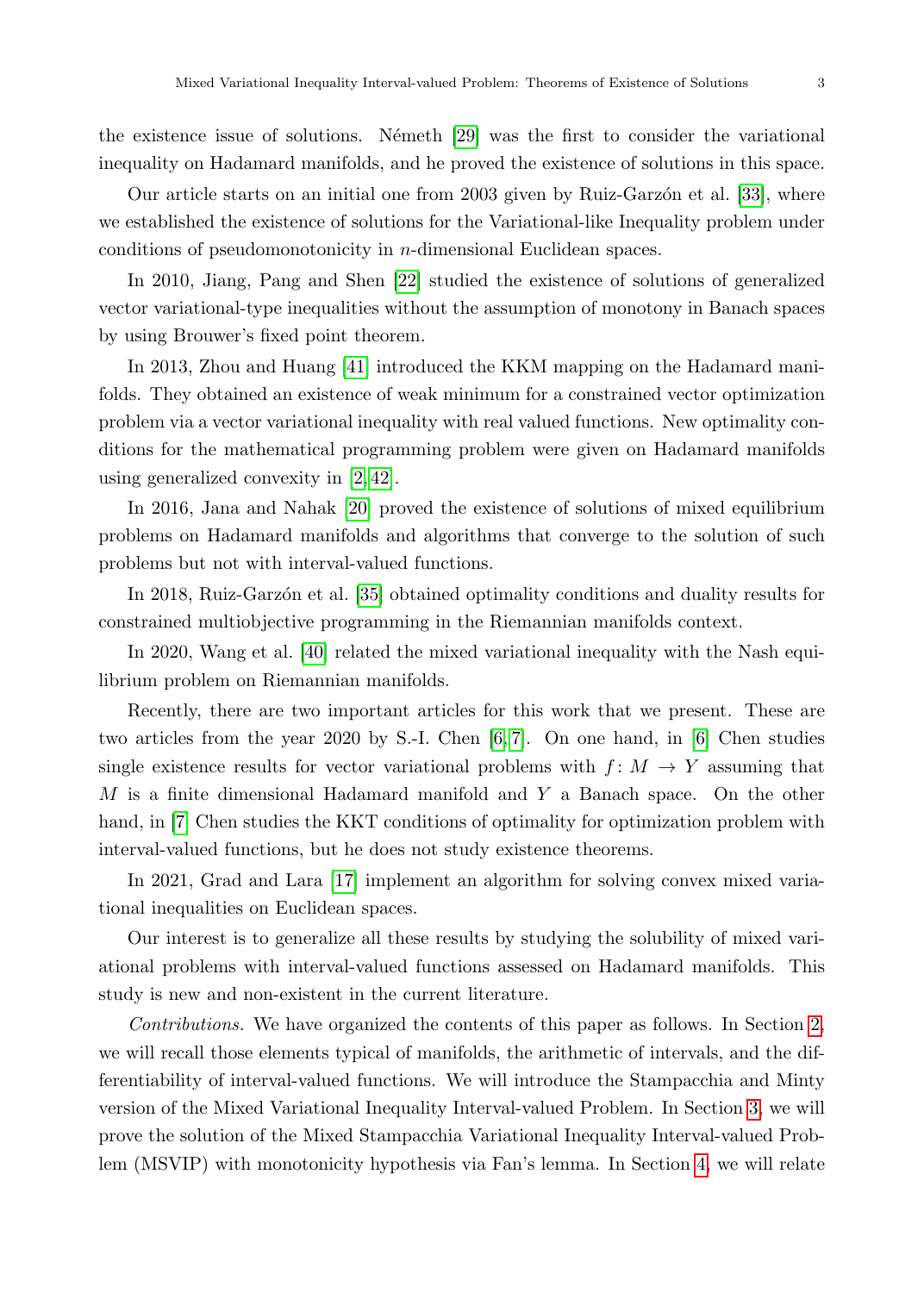the existence issue of solutions. Németh [29] was the first to consider the variational inequality on Hadamard manifolds, and he proved the existence of solutions in this space.

Our article starts on an initial one from 2003 given by Ruiz-Garzón et al. [33], where we established the existence of solutions for the Variational-like Inequality problem under conditions of pseudomonotonicity in $n$-dimensional Euclidean spaces.

In 2010, Jiang, Pang and Shen [22] studied the existence of solutions of generalized vector variational-type inequalities without the assumption of monotony in Banach spaces by using Brouwer's fixed point theorem.

In 2013, Zhou and Huang [41] introduced the KKM mapping on the Hadamard manifolds. They obtained an existence of weak minimum for a constrained vector optimization problem via a vector variational inequality with real valued functions. New optimality conditions for the mathematical programming problem were given on Hadamard manifolds using generalized convexity in [2, 42].

In 2016, Jana and Nahak [20] proved the existence of solutions of mixed equilibrium problems on Hadamard manifolds and algorithms that converge to the solution of such problems but not with interval-valued functions.

In 2018, Ruiz-Garzón et al. [35] obtained optimality conditions and duality results for constrained multiobjective programming in the Riemannian manifolds context.

In 2020, Wang et al. [40] related the mixed variational inequality with the Nash equilibrium problem on Riemannian manifolds.

Recently, there are two important articles for this work that we present. These are two articles from the year 2020 by S.-I. Chen [6, 7]. On one hand, in [6] Chen studies single existence results for vector variational problems with $f\colon M \to Y$ assuming that $M$ is a finite dimensional Hadamard manifold and $Y$ a Banach space. On the other hand, in [7] Chen studies the KKT conditions of optimality for optimization problem with interval-valued functions, but he does not study existence theorems.

In 2021, Grad and Lara [17] implement an algorithm for solving convex mixed variational inequalities on Euclidean spaces.

Our interest is to generalize all these results by studying the solubility of mixed variational problems with interval-valued functions assessed on Hadamard manifolds. This study is new and non-existent in the current literature.

*Contributions.* We have organized the contents of this paper as follows. In Section 2, we will recall those elements typical of manifolds, the arithmetic of intervals, and the differentiability of interval-valued functions. We will introduce the Stampacchia and Minty version of the Mixed Variational Inequality Interval-valued Problem. In Section 3, we will prove the solution of the Mixed Stampacchia Variational Inequality Interval-valued Problem (MSVIP) with monotonicity hypothesis via Fan's lemma. In Section 4, we will relate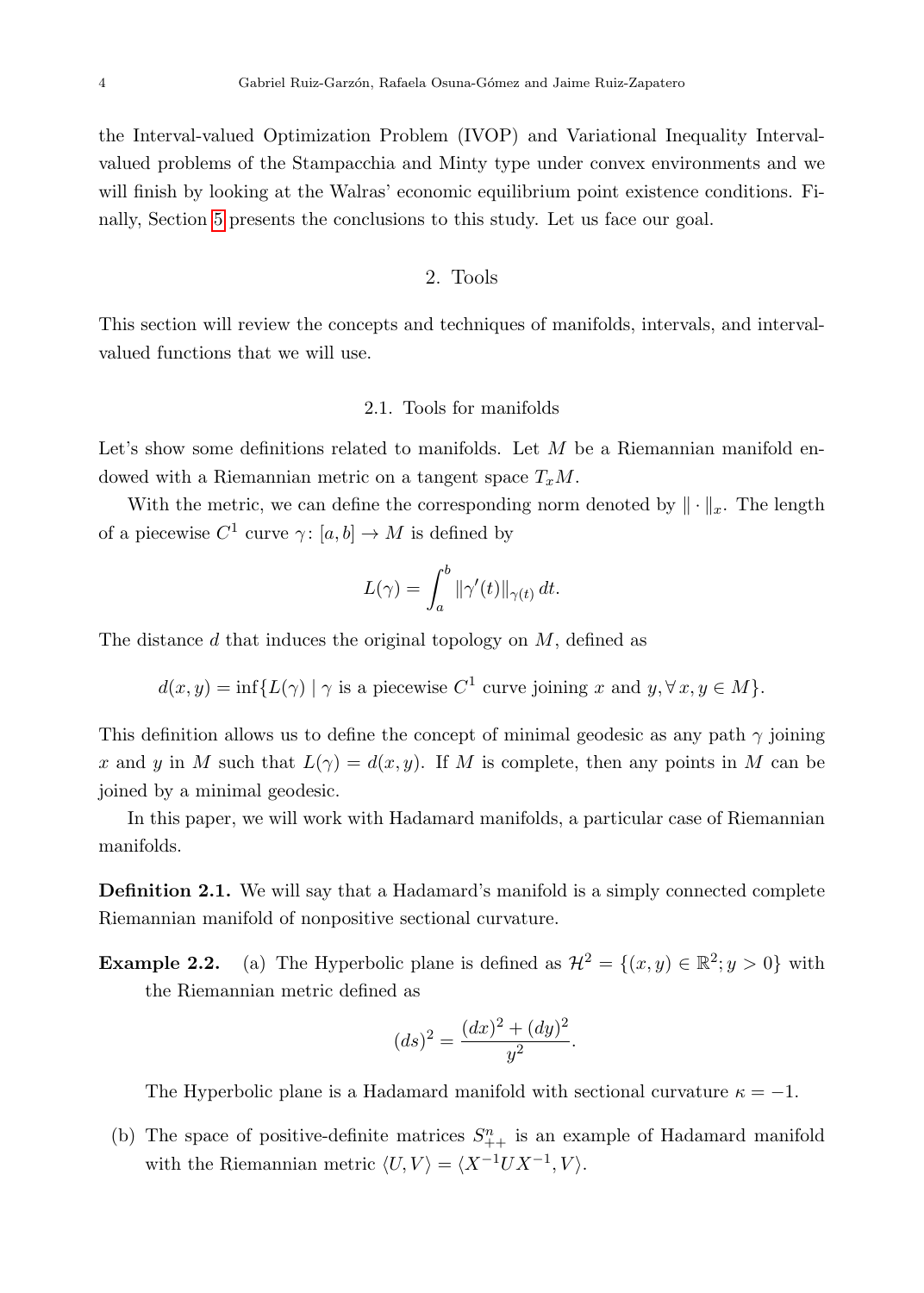the Interval-valued Optimization Problem (IVOP) and Variational Inequality Interval-valued problems of the Stampacchia and Minty type under convex environments and we will finish by looking at the Walras' economic equilibrium point existence conditions. Finally, Section 5 presents the conclusions to this study. Let us face our goal.

## 2. Tools

This section will review the concepts and techniques of manifolds, intervals, and interval-valued functions that we will use.

### 2.1. Tools for manifolds

Let's show some definitions related to manifolds. Let $M$ be a Riemannian manifold endowed with a Riemannian metric on a tangent space $T_xM$.

With the metric, we can define the corresponding norm denoted by $\| \cdot \|_x$. The length of a piecewise $C^1$ curve $\gamma\colon [a,b] \to M$ is defined by

$$L(\gamma) = \int_a^b \|\gamma'(t)\|_{\gamma(t)}\, dt.$$

The distance $d$ that induces the original topology on $M$, defined as

$$d(x,y) = \inf\{L(\gamma) \mid \gamma \text{ is a piecewise } C^1 \text{ curve joining } x \text{ and } y, \forall\, x,y \in M\}.$$

This definition allows us to define the concept of minimal geodesic as any path $\gamma$ joining $x$ and $y$ in $M$ such that $L(\gamma) = d(x,y)$. If $M$ is complete, then any points in $M$ can be joined by a minimal geodesic.

In this paper, we will work with Hadamard manifolds, a particular case of Riemannian manifolds.

**Definition 2.1.** We will say that a Hadamard's manifold is a simply connected complete Riemannian manifold of nonpositive sectional curvature.

**Example 2.2.** (a) The Hyperbolic plane is defined as $\mathcal{H}^2 = \{(x,y) \in \mathbb{R}^2; y > 0\}$ with the Riemannian metric defined as

$$(ds)^2 = \frac{(dx)^2 + (dy)^2}{y^2}.$$

The Hyperbolic plane is a Hadamard manifold with sectional curvature $\kappa = -1$.

(b) The space of positive-definite matrices $S^n_{++}$ is an example of Hadamard manifold with the Riemannian metric $\langle U, V\rangle = \langle X^{-1}UX^{-1}, V\rangle$.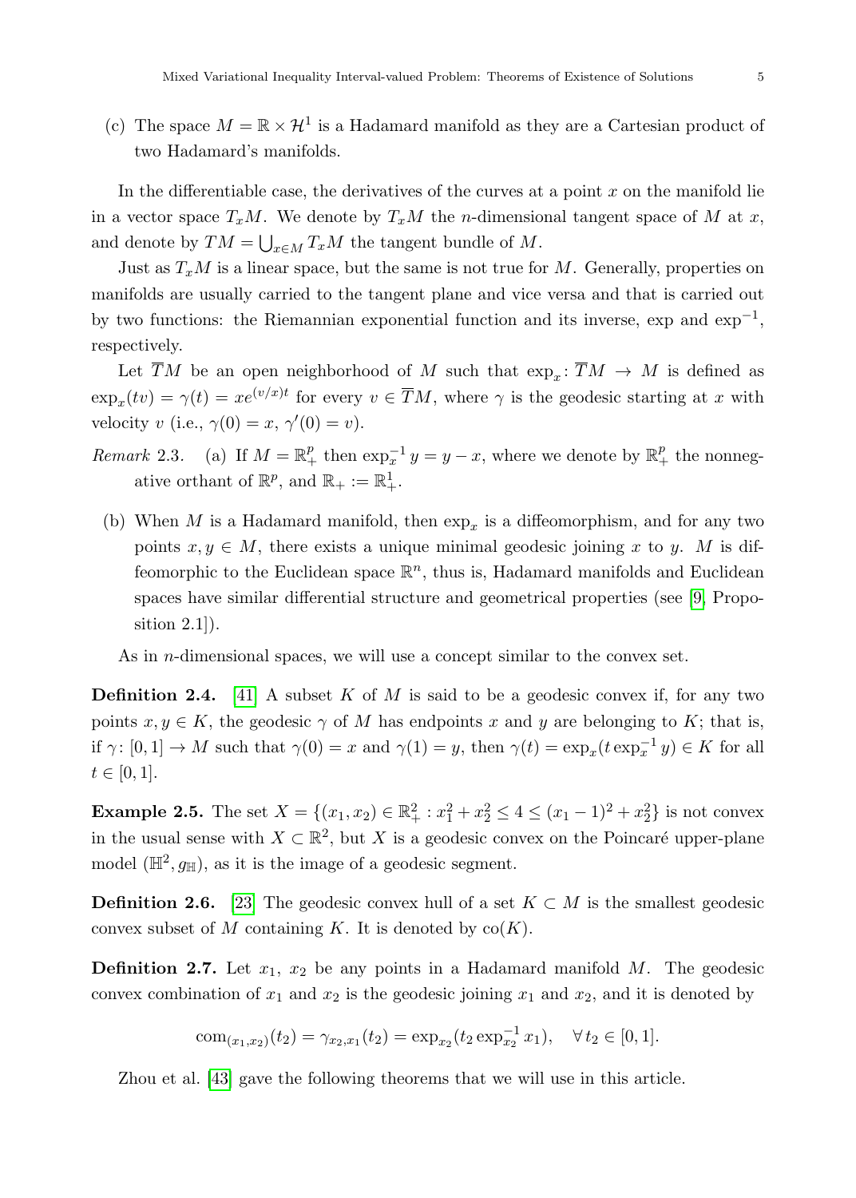(c) The space $M = \mathbb{R} \times \mathcal{H}^1$ is a Hadamard manifold as they are a Cartesian product of two Hadamard's manifolds.

In the differentiable case, the derivatives of the curves at a point $x$ on the manifold lie in a vector space $T_xM$. We denote by $T_xM$ the $n$-dimensional tangent space of $M$ at $x$, and denote by $TM = \bigcup_{x \in M} T_xM$ the tangent bundle of $M$.

Just as $T_xM$ is a linear space, but the same is not true for $M$. Generally, properties on manifolds are usually carried to the tangent plane and vice versa and that is carried out by two functions: the Riemannian exponential function and its inverse, exp and $\exp^{-1}$, respectively.

Let $\overline{T}M$ be an open neighborhood of $M$ such that $\exp_x \colon \overline{T}M \to M$ is defined as $\exp_x(tv) = \gamma(t) = xe^{(v/x)t}$ for every $v \in \overline{T}M$, where $\gamma$ is the geodesic starting at $x$ with velocity $v$ (i.e., $\gamma(0) = x$, $\gamma'(0) = v$).

*Remark* 2.3. (a) If $M = \mathbb{R}^p_+$ then $\exp_x^{-1} y = y - x$, where we denote by $\mathbb{R}^p_+$ the nonnegative orthant of $\mathbb{R}^p$, and $\mathbb{R}_+ := \mathbb{R}^1_+$.

(b) When $M$ is a Hadamard manifold, then $\exp_x$ is a diffeomorphism, and for any two points $x, y \in M$, there exists a unique minimal geodesic joining $x$ to $y$. $M$ is diffeomorphic to the Euclidean space $\mathbb{R}^n$, thus is, Hadamard manifolds and Euclidean spaces have similar differential structure and geometrical properties (see [9, Proposition 2.1]).

As in $n$-dimensional spaces, we will use a concept similar to the convex set.

**Definition 2.4.** [41] A subset $K$ of $M$ is said to be a geodesic convex if, for any two points $x, y \in K$, the geodesic $\gamma$ of $M$ has endpoints $x$ and $y$ are belonging to $K$; that is, if $\gamma \colon [0, 1] \to M$ such that $\gamma(0) = x$ and $\gamma(1) = y$, then $\gamma(t) = \exp_x(t \exp_x^{-1} y) \in K$ for all $t \in [0, 1]$.

**Example 2.5.** The set $X = \{(x_1, x_2) \in \mathbb{R}^2_+ : x_1^2 + x_2^2 \leq 4 \leq (x_1 - 1)^2 + x_2^2\}$ is not convex in the usual sense with $X \subset \mathbb{R}^2$, but $X$ is a geodesic convex on the Poincaré upper-plane model $(\mathbb{H}^2, g_{\mathbb{H}})$, as it is the image of a geodesic segment.

**Definition 2.6.** [23] The geodesic convex hull of a set $K \subset M$ is the smallest geodesic convex subset of $M$ containing $K$. It is denoted by $\operatorname{co}(K)$.

**Definition 2.7.** Let $x_1$, $x_2$ be any points in a Hadamard manifold $M$. The geodesic convex combination of $x_1$ and $x_2$ is the geodesic joining $x_1$ and $x_2$, and it is denoted by

$$\operatorname{com}_{(x_1, x_2)}(t_2) = \gamma_{x_2, x_1}(t_2) = \exp_{x_2}(t_2 \exp_{x_2}^{-1} x_1), \quad \forall\, t_2 \in [0, 1].$$

Zhou et al. [43] gave the following theorems that we will use in this article.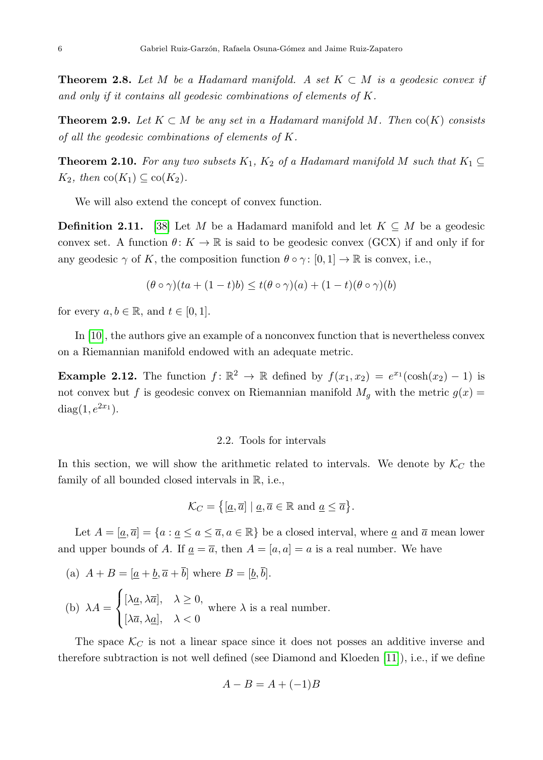**Theorem 2.8.** *Let $M$ be a Hadamard manifold. A set $K \subset M$ is a geodesic convex if and only if it contains all geodesic combinations of elements of $K$.*

**Theorem 2.9.** *Let $K \subset M$ be any set in a Hadamard manifold $M$. Then $\mathrm{co}(K)$ consists of all the geodesic combinations of elements of $K$.*

**Theorem 2.10.** *For any two subsets $K_1$, $K_2$ of a Hadamard manifold $M$ such that $K_1 \subseteq K_2$, then $\mathrm{co}(K_1) \subseteq \mathrm{co}(K_2)$.*

We will also extend the concept of convex function.

**Definition 2.11.** [38] Let $M$ be a Hadamard manifold and let $K \subseteq M$ be a geodesic convex set. A function $\theta \colon K \to \mathbb{R}$ is said to be geodesic convex (GCX) if and only if for any geodesic $\gamma$ of $K$, the composition function $\theta \circ \gamma \colon [0,1] \to \mathbb{R}$ is convex, i.e.,

$$(\theta \circ \gamma)(ta + (1-t)b) \leq t(\theta \circ \gamma)(a) + (1-t)(\theta \circ \gamma)(b)$$

for every $a, b \in \mathbb{R}$, and $t \in [0,1]$.

In [10], the authors give an example of a nonconvex function that is nevertheless convex on a Riemannian manifold endowed with an adequate metric.

**Example 2.12.** The function $f \colon \mathbb{R}^2 \to \mathbb{R}$ defined by $f(x_1, x_2) = e^{x_1}(\cosh(x_2) - 1)$ is not convex but $f$ is geodesic convex on Riemannian manifold $M_g$ with the metric $g(x) = \mathrm{diag}(1, e^{2x_1})$.

## 2.2. Tools for intervals

In this section, we will show the arithmetic related to intervals. We denote by $\mathcal{K}_C$ the family of all bounded closed intervals in $\mathbb{R}$, i.e.,

$$\mathcal{K}_C = \left\{ [\underline{a}, \overline{a}] \mid \underline{a}, \overline{a} \in \mathbb{R} \text{ and } \underline{a} \leq \overline{a} \right\}.$$

Let $A = [\underline{a}, \overline{a}] = \{a : \underline{a} \leq a \leq \overline{a}, a \in \mathbb{R}\}$ be a closed interval, where $\underline{a}$ and $\overline{a}$ mean lower and upper bounds of $A$. If $\underline{a} = \overline{a}$, then $A = [a, a] = a$ is a real number. We have

(a) $A + B = [\underline{a} + \underline{b}, \overline{a} + \overline{b}]$ where $B = [\underline{b}, \overline{b}]$.

(b) $\lambda A = \begin{cases} [\lambda \underline{a}, \lambda \overline{a}], & \lambda \geq 0, \\ [\lambda \overline{a}, \lambda \underline{a}], & \lambda < 0 \end{cases}$ where $\lambda$ is a real number.

The space $\mathcal{K}_C$ is not a linear space since it does not posses an additive inverse and therefore subtraction is not well defined (see Diamond and Kloeden [11]), i.e., if we define

$$A - B = A + (-1)B$$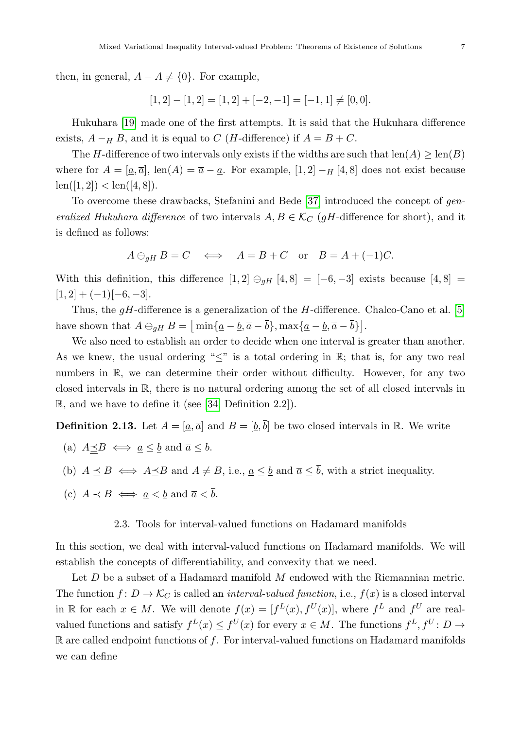then, in general, $A - A \neq \{0\}$. For example,

$$[1,2] - [1,2] = [1,2] + [-2,-1] = [-1,1] \neq [0,0].$$

Hukuhara [19] made one of the first attempts. It is said that the Hukuhara difference exists, $A -_H B$, and it is equal to $C$ ($H$-difference) if $A = B + C$.

The $H$-difference of two intervals only exists if the widths are such that $\text{len}(A) \geq \text{len}(B)$ where for $A = [\underline{a}, \overline{a}]$, $\text{len}(A) = \overline{a} - \underline{a}$. For example, $[1,2] -_H [4,8]$ does not exist because $\text{len}([1,2]) < \text{len}([4,8])$.

To overcome these drawbacks, Stefanini and Bede [37] introduced the concept of *generalized Hukuhara difference* of two intervals $A, B \in \mathcal{K}_C$ ($gH$-difference for short), and it is defined as follows:

$$A \ominus_{gH} B = C \iff A = B + C \quad \text{or} \quad B = A + (-1)C.$$

With this definition, this difference $[1,2] \ominus_{gH} [4,8] = [-6,-3]$ exists because $[4,8] = [1,2] + (-1)[-6,-3]$.

Thus, the $gH$-difference is a generalization of the $H$-difference. Chalco-Cano et al. [5] have shown that $A \ominus_{gH} B = \big[\min\{\underline{a} - \underline{b}, \overline{a} - \overline{b}\}, \max\{\underline{a} - \underline{b}, \overline{a} - \overline{b}\}\big]$.

We also need to establish an order to decide when one interval is greater than another. As we knew, the usual ordering "$\leq$" is a total ordering in $\mathbb{R}$; that is, for any two real numbers in $\mathbb{R}$, we can determine their order without difficulty. However, for any two closed intervals in $\mathbb{R}$, there is no natural ordering among the set of all closed intervals in $\mathbb{R}$, and we have to define it (see [34, Definition 2.2]).

**Definition 2.13.** Let $A = [\underline{a}, \overline{a}]$ and $B = [\underline{b}, \overline{b}]$ be two closed intervals in $\mathbb{R}$. We write

(a) $A \preceq B \iff \underline{a} \leq \underline{b}$ and $\overline{a} \leq \overline{b}$.

(b) $A \preceq B \iff A \preceq B$ and $A \neq B$, i.e., $\underline{a} \leq \underline{b}$ and $\overline{a} \leq \overline{b}$, with a strict inequality.

(c) $A \prec B \iff \underline{a} < \underline{b}$ and $\overline{a} < \overline{b}$.

## 2.3. Tools for interval-valued functions on Hadamard manifolds

In this section, we deal with interval-valued functions on Hadamard manifolds. We will establish the concepts of differentiability, and convexity that we need.

Let $D$ be a subset of a Hadamard manifold $M$ endowed with the Riemannian metric. The function $f \colon D \to \mathcal{K}_C$ is called an *interval-valued function*, i.e., $f(x)$ is a closed interval in $\mathbb{R}$ for each $x \in M$. We will denote $f(x) = [f^L(x), f^U(x)]$, where $f^L$ and $f^U$ are real-valued functions and satisfy $f^L(x) \leq f^U(x)$ for every $x \in M$. The functions $f^L, f^U \colon D \to \mathbb{R}$ are called endpoint functions of $f$. For interval-valued functions on Hadamard manifolds we can define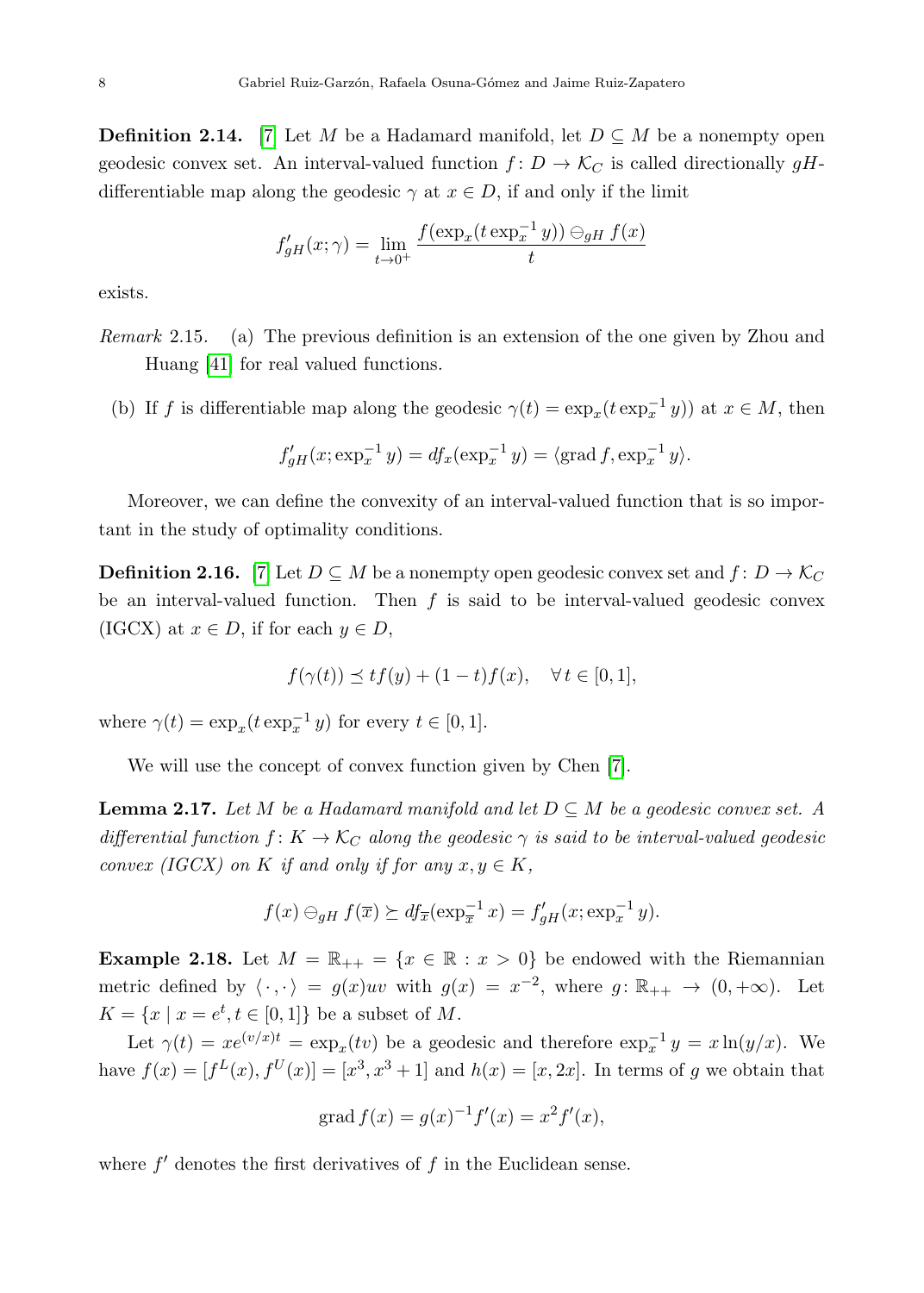**Definition 2.14.** [7] Let $M$ be a Hadamard manifold, let $D \subseteq M$ be a nonempty open geodesic convex set. An interval-valued function $f\colon D \to \mathcal{K}_C$ is called directionally $gH$-differentiable map along the geodesic $\gamma$ at $x \in D$, if and only if the limit

$$f'_{gH}(x;\gamma) = \lim_{t \to 0^+} \frac{f(\exp_x(t \exp_x^{-1} y)) \ominus_{gH} f(x)}{t}$$

exists.

*Remark* 2.15. (a) The previous definition is an extension of the one given by Zhou and Huang [41] for real valued functions.

(b) If $f$ is differentiable map along the geodesic $\gamma(t) = \exp_x(t \exp_x^{-1} y))$ at $x \in M$, then

$$f'_{gH}(x;\exp_x^{-1} y) = df_x(\exp_x^{-1} y) = \langle \operatorname{grad} f, \exp_x^{-1} y \rangle.$$

Moreover, we can define the convexity of an interval-valued function that is so important in the study of optimality conditions.

**Definition 2.16.** [7] Let $D \subseteq M$ be a nonempty open geodesic convex set and $f\colon D \to \mathcal{K}_C$ be an interval-valued function. Then $f$ is said to be interval-valued geodesic convex (IGCX) at $x \in D$, if for each $y \in D$,

$$f(\gamma(t)) \preceq t f(y) + (1-t) f(x), \quad \forall\, t \in [0,1],$$

where $\gamma(t) = \exp_x(t \exp_x^{-1} y)$ for every $t \in [0,1]$.

We will use the concept of convex function given by Chen [7].

**Lemma 2.17.** *Let $M$ be a Hadamard manifold and let $D \subseteq M$ be a geodesic convex set. A differential function $f\colon K \to \mathcal{K}_C$ along the geodesic $\gamma$ is said to be interval-valued geodesic convex (IGCX) on $K$ if and only if for any $x, y \in K$,*

$$f(x) \ominus_{gH} f(\overline{x}) \succeq df_{\overline{x}}(\exp_{\overline{x}}^{-1} x) = f'_{gH}(x;\exp_x^{-1} y).$$

**Example 2.18.** Let $M = \mathbb{R}_{++} = \{x \in \mathbb{R} : x > 0\}$ be endowed with the Riemannian metric defined by $\langle \cdot, \cdot \rangle = g(x)uv$ with $g(x) = x^{-2}$, where $g\colon \mathbb{R}_{++} \to (0,+\infty)$. Let $K = \{x \mid x = e^t, t \in [0,1]\}$ be a subset of $M$.

Let $\gamma(t) = x e^{(v/x)t} = \exp_x(tv)$ be a geodesic and therefore $\exp_x^{-1} y = x \ln(y/x)$. We have $f(x) = [f^L(x), f^U(x)] = [x^3, x^3+1]$ and $h(x) = [x, 2x]$. In terms of $g$ we obtain that

$$\operatorname{grad} f(x) = g(x)^{-1} f'(x) = x^2 f'(x),$$

where $f'$ denotes the first derivatives of $f$ in the Euclidean sense.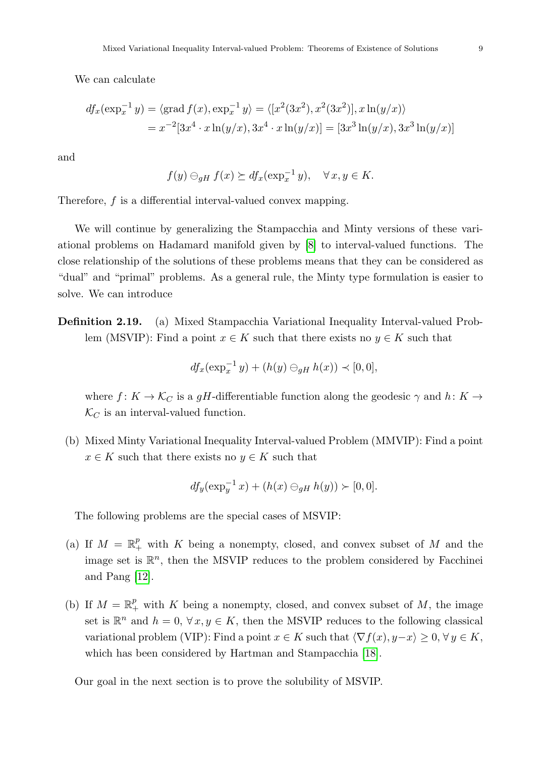We can calculate

$$
\begin{aligned}
df_x(\exp_x^{-1} y) &= \langle \operatorname{grad} f(x), \exp_x^{-1} y \rangle = \langle [x^2(3x^2), x^2(3x^2)], x\ln(y/x) \rangle \\
&= x^{-2}[3x^4 \cdot x\ln(y/x), 3x^4 \cdot x\ln(y/x)] = [3x^3\ln(y/x), 3x^3\ln(y/x)]
\end{aligned}
$$

and

$$
f(y) \ominus_{gH} f(x) \succeq df_x(\exp_x^{-1} y), \quad \forall\, x, y \in K.
$$

Therefore, $f$ is a differential interval-valued convex mapping.

We will continue by generalizing the Stampacchia and Minty versions of these variational problems on Hadamard manifold given by [8] to interval-valued functions. The close relationship of the solutions of these problems means that they can be considered as "dual" and "primal" problems. As a general rule, the Minty type formulation is easier to solve. We can introduce

**Definition 2.19.** (a) Mixed Stampacchia Variational Inequality Interval-valued Problem (MSVIP): Find a point $x \in K$ such that there exists no $y \in K$ such that

$$
df_x(\exp_x^{-1} y) + (h(y) \ominus_{gH} h(x)) \prec [0, 0],
$$

where $f\colon K \to \mathcal{K}_C$ is a $gH$-differentiable function along the geodesic $\gamma$ and $h\colon K \to \mathcal{K}_C$ is an interval-valued function.

(b) Mixed Minty Variational Inequality Interval-valued Problem (MMVIP): Find a point $x \in K$ such that there exists no $y \in K$ such that

$$
df_y(\exp_y^{-1} x) + (h(x) \ominus_{gH} h(y)) \succ [0, 0].
$$

The following problems are the special cases of MSVIP:

(a) If $M = \mathbb{R}^p_+$ with $K$ being a nonempty, closed, and convex subset of $M$ and the image set is $\mathbb{R}^n$, then the MSVIP reduces to the problem considered by Facchinei and Pang [12].

(b) If $M = \mathbb{R}^p_+$ with $K$ being a nonempty, closed, and convex subset of $M$, the image set is $\mathbb{R}^n$ and $h = 0$, $\forall\, x, y \in K$, then the MSVIP reduces to the following classical variational problem (VIP): Find a point $x \in K$ such that $\langle \nabla f(x), y - x \rangle \geq 0$, $\forall\, y \in K$, which has been considered by Hartman and Stampacchia [18].

Our goal in the next section is to prove the solubility of MSVIP.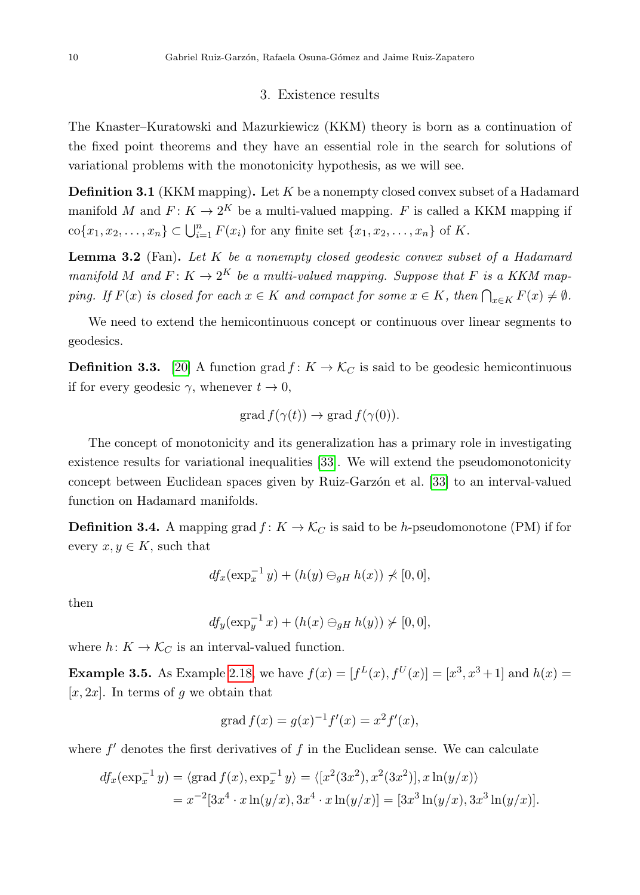## 3. Existence results

The Knaster–Kuratowski and Mazurkiewicz (KKM) theory is born as a continuation of the fixed point theorems and they have an essential role in the search for solutions of variational problems with the monotonicity hypothesis, as we will see.

**Definition 3.1** (KKM mapping)**.** Let $K$ be a nonempty closed convex subset of a Hadamard manifold $M$ and $F\colon K \to 2^K$ be a multi-valued mapping. $F$ is called a KKM mapping if $\operatorname{co}\{x_1, x_2, \ldots, x_n\} \subset \bigcup_{i=1}^{n} F(x_i)$ for any finite set $\{x_1, x_2, \ldots, x_n\}$ of $K$.

**Lemma 3.2** (Fan)**.** *Let $K$ be a nonempty closed geodesic convex subset of a Hadamard manifold $M$ and $F\colon K \to 2^K$ be a multi-valued mapping. Suppose that $F$ is a KKM mapping. If $F(x)$ is closed for each $x \in K$ and compact for some $x \in K$, then $\bigcap_{x\in K} F(x) \neq \emptyset$.*

We need to extend the hemicontinuous concept or continuous over linear segments to geodesics.

**Definition 3.3.** [20] A function $\operatorname{grad} f\colon K \to \mathcal{K}_C$ is said to be geodesic hemicontinuous if for every geodesic $\gamma$, whenever $t \to 0$,

$$\operatorname{grad} f(\gamma(t)) \to \operatorname{grad} f(\gamma(0)).$$

The concept of monotonicity and its generalization has a primary role in investigating existence results for variational inequalities [33]. We will extend the pseudomonotonicity concept between Euclidean spaces given by Ruiz-Garzón et al. [33] to an interval-valued function on Hadamard manifolds.

**Definition 3.4.** A mapping $\operatorname{grad} f\colon K \to \mathcal{K}_C$ is said to be $h$-pseudomonotone (PM) if for every $x, y \in K$, such that

$$df_x(\exp_x^{-1} y) + (h(y) \ominus_{gH} h(x)) \not< [0, 0],$$

then

$$df_y(\exp_y^{-1} x) + (h(x) \ominus_{gH} h(y)) \not> [0, 0],$$

where $h\colon K \to \mathcal{K}_C$ is an interval-valued function.

**Example 3.5.** As Example 2.18, we have $f(x) = [f^L(x), f^U(x)] = [x^3, x^3 + 1]$ and $h(x) = [x, 2x]$. In terms of $g$ we obtain that

$$\operatorname{grad} f(x) = g(x)^{-1} f'(x) = x^2 f'(x),$$

where $f'$ denotes the first derivatives of $f$ in the Euclidean sense. We can calculate

$$\begin{aligned} df_x(\exp_x^{-1} y) &= \langle \operatorname{grad} f(x), \exp_x^{-1} y\rangle = \langle [x^2(3x^2), x^2(3x^2)], x\ln(y/x)\rangle \\ &= x^{-2}[3x^4 \cdot x\ln(y/x), 3x^4 \cdot x\ln(y/x)] = [3x^3 \ln(y/x), 3x^3 \ln(y/x)]. \end{aligned}$$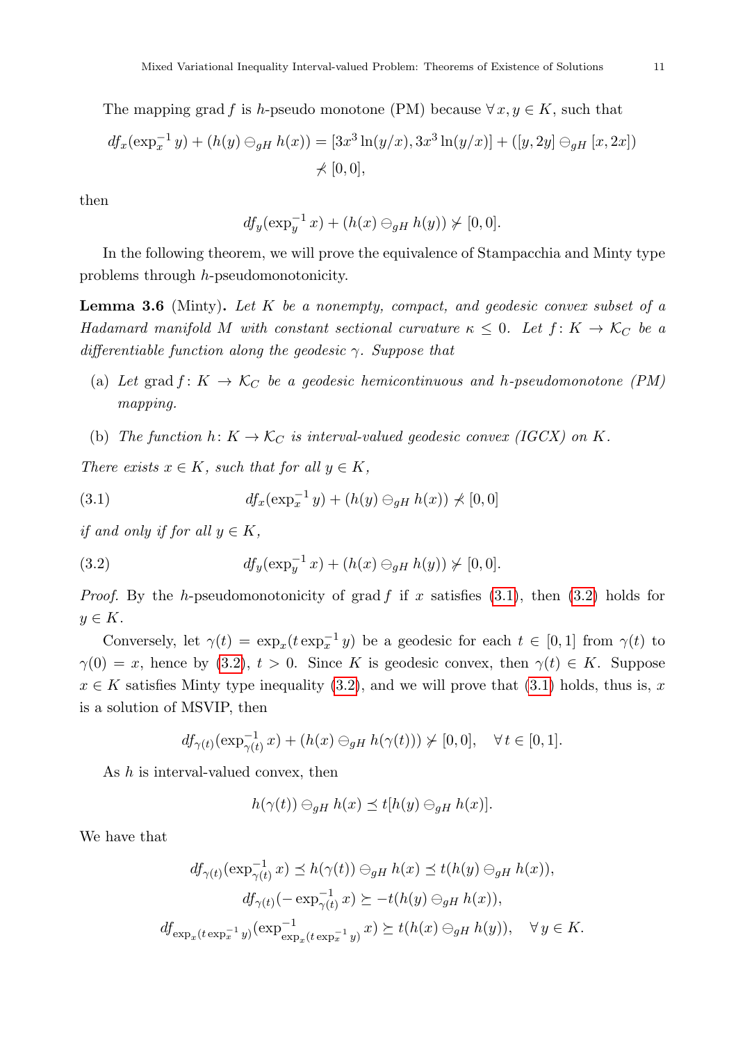The mapping $\operatorname{grad} f$ is $h$-pseudo monotone (PM) because $\forall\, x, y \in K$, such that

$$
df_x(\exp_x^{-1} y) + (h(y) \ominus_{gH} h(x)) = [3x^3 \ln(y/x), 3x^3 \ln(y/x)] + ([y, 2y] \ominus_{gH} [x, 2x]) \not\prec [0, 0],
$$

then

$$
df_y(\exp_y^{-1} x) + (h(x) \ominus_{gH} h(y)) \not\succ [0, 0].
$$

In the following theorem, we will prove the equivalence of Stampacchia and Minty type problems through $h$-pseudomonotonicity.

**Lemma 3.6** (Minty). *Let $K$ be a nonempty, compact, and geodesic convex subset of a Hadamard manifold $M$ with constant sectional curvature $\kappa \leq 0$. Let $f\colon K \to \mathcal{K}_C$ be a differentiable function along the geodesic $\gamma$. Suppose that*

- (a) *Let $\operatorname{grad} f\colon K \to \mathcal{K}_C$ be a geodesic hemicontinuous and $h$-pseudomonotone (PM) mapping.*
- (b) *The function $h\colon K \to \mathcal{K}_C$ is interval-valued geodesic convex (IGCX) on $K$.*

*There exists $x \in K$, such that for all $y \in K$,*

$$
df_x(\exp_x^{-1} y) + (h(y) \ominus_{gH} h(x)) \not\prec [0, 0] \tag{3.1}
$$

*if and only if for all $y \in K$,*

$$
df_y(\exp_y^{-1} x) + (h(x) \ominus_{gH} h(y)) \not\succ [0, 0]. \tag{3.2}
$$

*Proof.* By the $h$-pseudomonotonicity of $\operatorname{grad} f$ if $x$ satisfies (3.1), then (3.2) holds for $y \in K$.

Conversely, let $\gamma(t) = \exp_x(t \exp_x^{-1} y)$ be a geodesic for each $t \in [0, 1]$ from $\gamma(t)$ to $\gamma(0) = x$, hence by (3.2), $t > 0$. Since $K$ is geodesic convex, then $\gamma(t) \in K$. Suppose $x \in K$ satisfies Minty type inequality (3.2), and we will prove that (3.1) holds, thus is, $x$ is a solution of MSVIP, then

$$
df_{\gamma(t)}(\exp_{\gamma(t)}^{-1} x) + (h(x) \ominus_{gH} h(\gamma(t))) \not\succ [0, 0], \quad \forall\, t \in [0, 1].
$$

As $h$ is interval-valued convex, then

$$
h(\gamma(t)) \ominus_{gH} h(x) \preceq t[h(y) \ominus_{gH} h(x)].
$$

We have that

$$
\begin{gathered}
df_{\gamma(t)}(\exp_{\gamma(t)}^{-1} x) \preceq h(\gamma(t)) \ominus_{gH} h(x) \preceq t(h(y) \ominus_{gH} h(x)), \\
df_{\gamma(t)}(-\exp_{\gamma(t)}^{-1} x) \succeq -t(h(y) \ominus_{gH} h(x)), \\
df_{\exp_x(t \exp_x^{-1} y)}(\exp_{\exp_x(t \exp_x^{-1} y)}^{-1} x) \succeq t(h(x) \ominus_{gH} h(y)), \quad \forall\, y \in K.
\end{gathered}
$$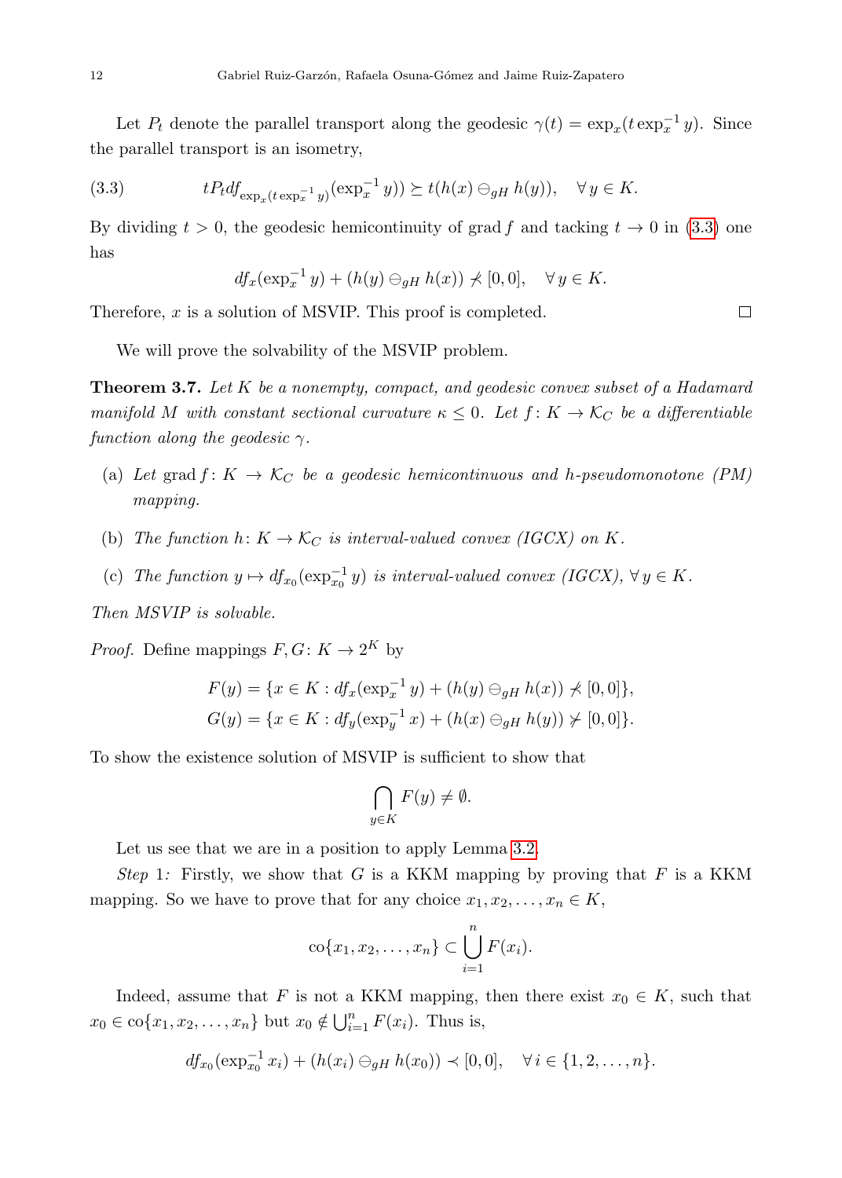Let $P_t$ denote the parallel transport along the geodesic $\gamma(t) = \exp_x(t \exp_x^{-1} y)$. Since the parallel transport is an isometry,

$$tP_t df_{\exp_x(t\exp_x^{-1} y)}(\exp_x^{-1} y)) \succeq t(h(x) \ominus_{gH} h(y)), \quad \forall\, y \in K. \tag{3.3}$$

By dividing $t > 0$, the geodesic hemicontinuity of $\operatorname{grad} f$ and tacking $t \to 0$ in (3.3) one has

$$df_x(\exp_x^{-1} y) + (h(y) \ominus_{gH} h(x)) \not\prec [0, 0], \quad \forall\, y \in K.$$

Therefore, $x$ is a solution of MSVIP. This proof is completed. ☐

We will prove the solvability of the MSVIP problem.

**Theorem 3.7.** *Let $K$ be a nonempty, compact, and geodesic convex subset of a Hadamard manifold $M$ with constant sectional curvature $\kappa \leq 0$. Let $f \colon K \to \mathcal{K}_C$ be a differentiable function along the geodesic $\gamma$.*

(a) *Let $\operatorname{grad} f \colon K \to \mathcal{K}_C$ be a geodesic hemicontinuous and $h$-pseudomonotone (PM) mapping.*

(b) *The function $h \colon K \to \mathcal{K}_C$ is interval-valued convex (IGCX) on $K$.*

(c) *The function $y \mapsto df_{x_0}(\exp_{x_0}^{-1} y)$ is interval-valued convex (IGCX), $\forall\, y \in K$.*

*Then MSVIP is solvable.*

*Proof.* Define mappings $F, G \colon K \to 2^K$ by

$$F(y) = \{x \in K : df_x(\exp_x^{-1} y) + (h(y) \ominus_{gH} h(x)) \not\prec [0, 0]\},$$
$$G(y) = \{x \in K : df_y(\exp_y^{-1} x) + (h(x) \ominus_{gH} h(y)) \not\succ [0, 0]\}.$$

To show the existence solution of MSVIP is sufficient to show that

$$\bigcap_{y \in K} F(y) \neq \emptyset.$$

Let us see that we are in a position to apply Lemma 3.2.

*Step 1:* Firstly, we show that $G$ is a KKM mapping by proving that $F$ is a KKM mapping. So we have to prove that for any choice $x_1, x_2, \ldots, x_n \in K$,

$$\operatorname{co}\{x_1, x_2, \ldots, x_n\} \subset \bigcup_{i=1}^{n} F(x_i).$$

Indeed, assume that $F$ is not a KKM mapping, then there exist $x_0 \in K$, such that $x_0 \in \operatorname{co}\{x_1, x_2, \ldots, x_n\}$ but $x_0 \notin \bigcup_{i=1}^{n} F(x_i)$. Thus is,

$$df_{x_0}(\exp_{x_0}^{-1} x_i) + (h(x_i) \ominus_{gH} h(x_0)) \prec [0, 0], \quad \forall\, i \in \{1, 2, \ldots, n\}.$$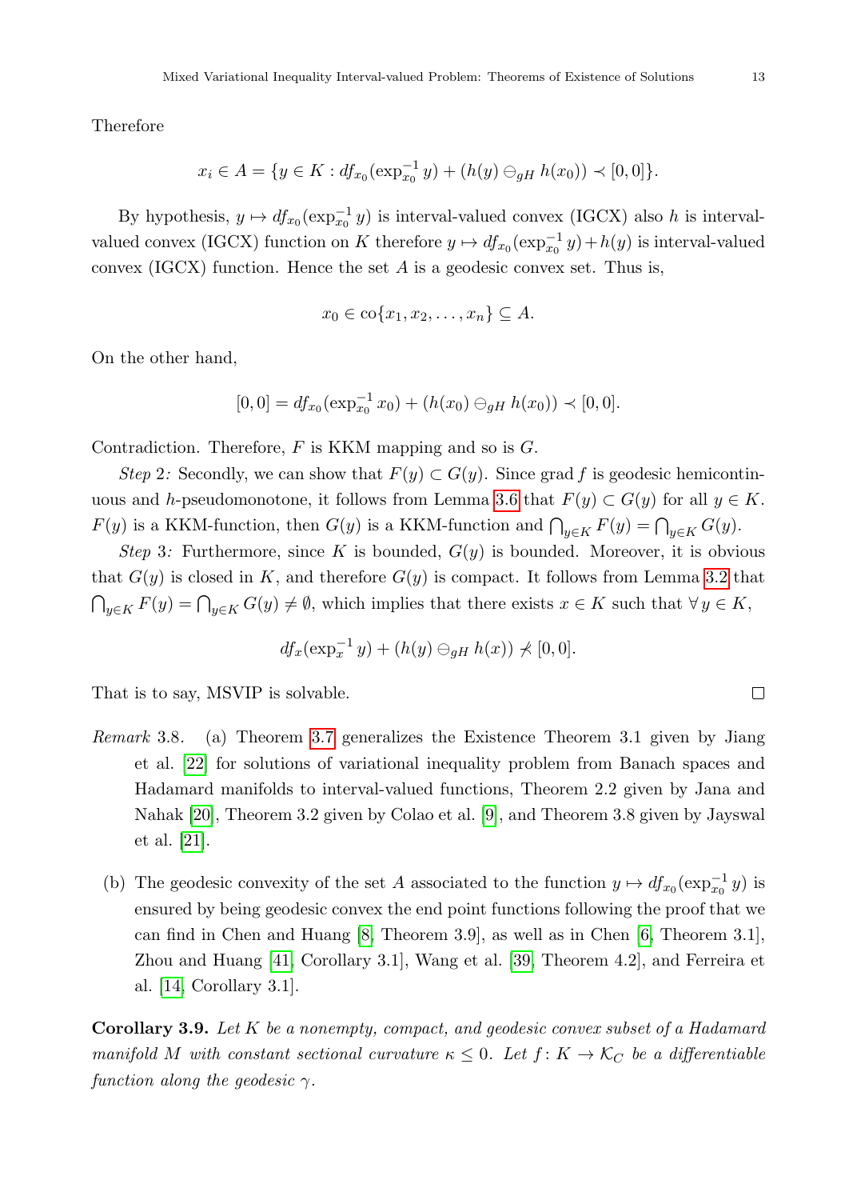Therefore

$$x_i \in A = \{y \in K : df_{x_0}(\exp_{x_0}^{-1} y) + (h(y) \ominus_{gH} h(x_0)) \prec [0,0]\}.$$

By hypothesis, $y \mapsto df_{x_0}(\exp_{x_0}^{-1} y)$ is interval-valued convex (IGCX) also $h$ is interval-valued convex (IGCX) function on $K$ therefore $y \mapsto df_{x_0}(\exp_{x_0}^{-1} y) + h(y)$ is interval-valued convex (IGCX) function. Hence the set $A$ is a geodesic convex set. Thus is,

$$x_0 \in \operatorname{co}\{x_1, x_2, \ldots, x_n\} \subseteq A.$$

On the other hand,

$$[0,0] = df_{x_0}(\exp_{x_0}^{-1} x_0) + (h(x_0) \ominus_{gH} h(x_0)) \prec [0,0].$$

Contradiction. Therefore, $F$ is KKM mapping and so is $G$.

*Step 2:* Secondly, we can show that $F(y) \subset G(y)$. Since grad $f$ is geodesic hemicontinuous and $h$-pseudomonotone, it follows from Lemma 3.6 that $F(y) \subset G(y)$ for all $y \in K$. $F(y)$ is a KKM-function, then $G(y)$ is a KKM-function and $\bigcap_{y \in K} F(y) = \bigcap_{y \in K} G(y)$.

*Step 3:* Furthermore, since $K$ is bounded, $G(y)$ is bounded. Moreover, it is obvious that $G(y)$ is closed in $K$, and therefore $G(y)$ is compact. It follows from Lemma 3.2 that $\bigcap_{y \in K} F(y) = \bigcap_{y \in K} G(y) \neq \emptyset$, which implies that there exists $x \in K$ such that $\forall\, y \in K$,

$$df_x(\exp_x^{-1} y) + (h(y) \ominus_{gH} h(x)) \not\prec [0,0].$$

That is to say, MSVIP is solvable. ∎

*Remark* 3.8. (a) Theorem 3.7 generalizes the Existence Theorem 3.1 given by Jiang et al. [22] for solutions of variational inequality problem from Banach spaces and Hadamard manifolds to interval-valued functions, Theorem 2.2 given by Jana and Nahak [20], Theorem 3.2 given by Colao et al. [9], and Theorem 3.8 given by Jayswal et al. [21].

(b) The geodesic convexity of the set $A$ associated to the function $y \mapsto df_{x_0}(\exp_{x_0}^{-1} y)$ is ensured by being geodesic convex the end point functions following the proof that we can find in Chen and Huang [8, Theorem 3.9], as well as in Chen [6, Theorem 3.1], Zhou and Huang [41, Corollary 3.1], Wang et al. [39, Theorem 4.2], and Ferreira et al. [14, Corollary 3.1].

**Corollary 3.9.** *Let $K$ be a nonempty, compact, and geodesic convex subset of a Hadamard manifold $M$ with constant sectional curvature $\kappa \leq 0$. Let $f\colon K \to \mathcal{K}_C$ be a differentiable function along the geodesic $\gamma$.*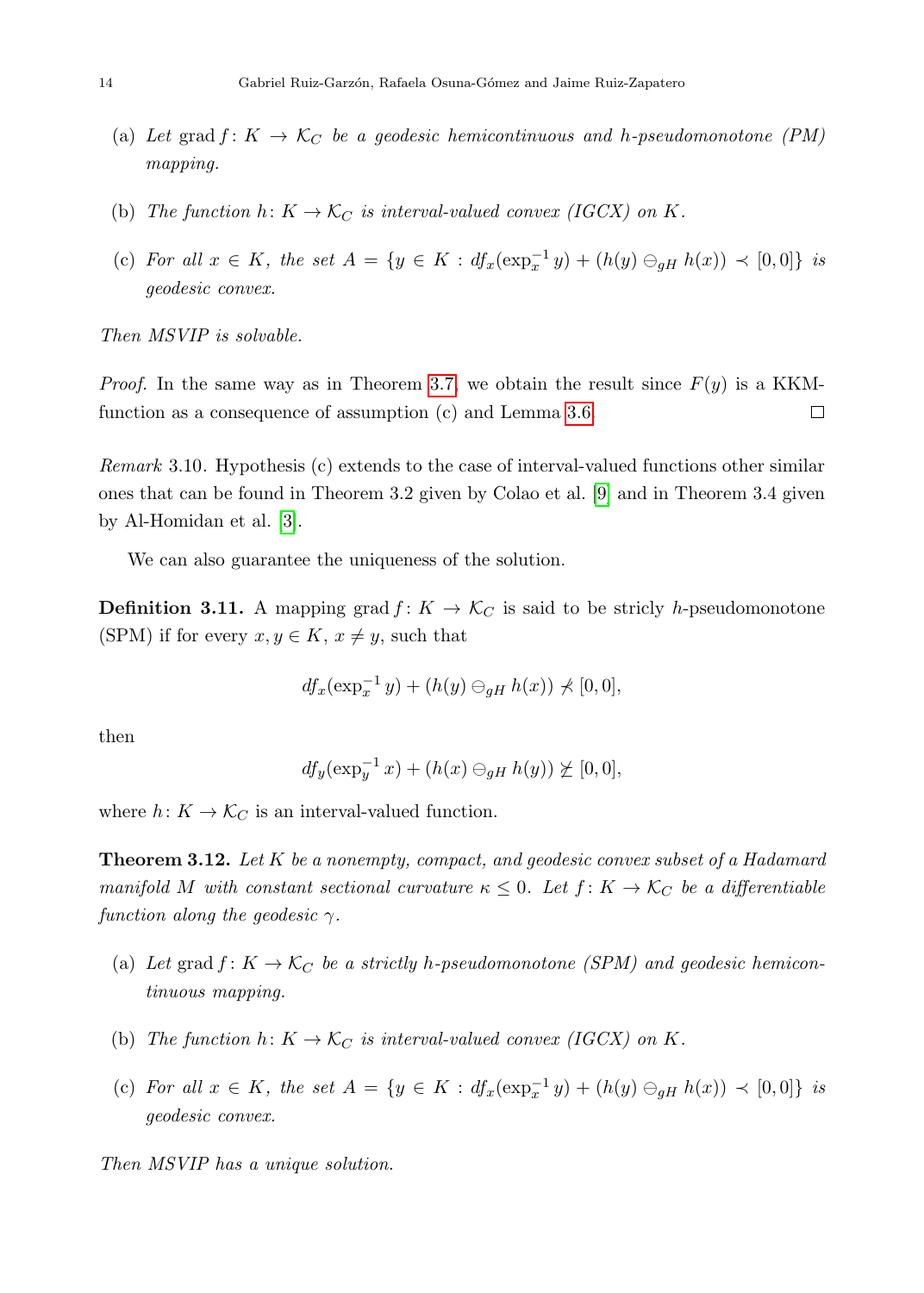(a) *Let* $\operatorname{grad} f\colon K \to \mathcal{K}_C$ *be a geodesic hemicontinuous and h-pseudomonotone (PM) mapping.*

(b) *The function* $h\colon K \to \mathcal{K}_C$ *is interval-valued convex (IGCX) on* $K$.

(c) *For all* $x \in K$, *the set* $A = \{y \in K : df_x(\exp_x^{-1} y) + (h(y) \ominus_{gH} h(x)) \prec [0,0]\}$ *is geodesic convex.*

*Then MSVIP is solvable.*

*Proof.* In the same way as in Theorem 3.7, we obtain the result since $F(y)$ is a KKM-function as a consequence of assumption (c) and Lemma 3.6. □

*Remark* 3.10. Hypothesis (c) extends to the case of interval-valued functions other similar ones that can be found in Theorem 3.2 given by Colao et al. [9] and in Theorem 3.4 given by Al-Homidan et al. [3].

We can also guarantee the uniqueness of the solution.

**Definition 3.11.** A mapping $\operatorname{grad} f\colon K \to \mathcal{K}_C$ is said to be stricly $h$-pseudomonotone (SPM) if for every $x, y \in K$, $x \neq y$, such that

$$df_x(\exp_x^{-1} y) + (h(y) \ominus_{gH} h(x)) \not\prec [0,0],$$

then

$$df_y(\exp_y^{-1} x) + (h(x) \ominus_{gH} h(y)) \not\succeq [0,0],$$

where $h\colon K \to \mathcal{K}_C$ is an interval-valued function.

**Theorem 3.12.** *Let* $K$ *be a nonempty, compact, and geodesic convex subset of a Hadamard manifold* $M$ *with constant sectional curvature* $\kappa \leq 0$. *Let* $f\colon K \to \mathcal{K}_C$ *be a differentiable function along the geodesic* $\gamma$.

(a) *Let* $\operatorname{grad} f\colon K \to \mathcal{K}_C$ *be a strictly h-pseudomonotone (SPM) and geodesic hemicontinuous mapping.*

(b) *The function* $h\colon K \to \mathcal{K}_C$ *is interval-valued convex (IGCX) on* $K$.

(c) *For all* $x \in K$, *the set* $A = \{y \in K : df_x(\exp_x^{-1} y) + (h(y) \ominus_{gH} h(x)) \prec [0,0]\}$ *is geodesic convex.*

*Then MSVIP has a unique solution.*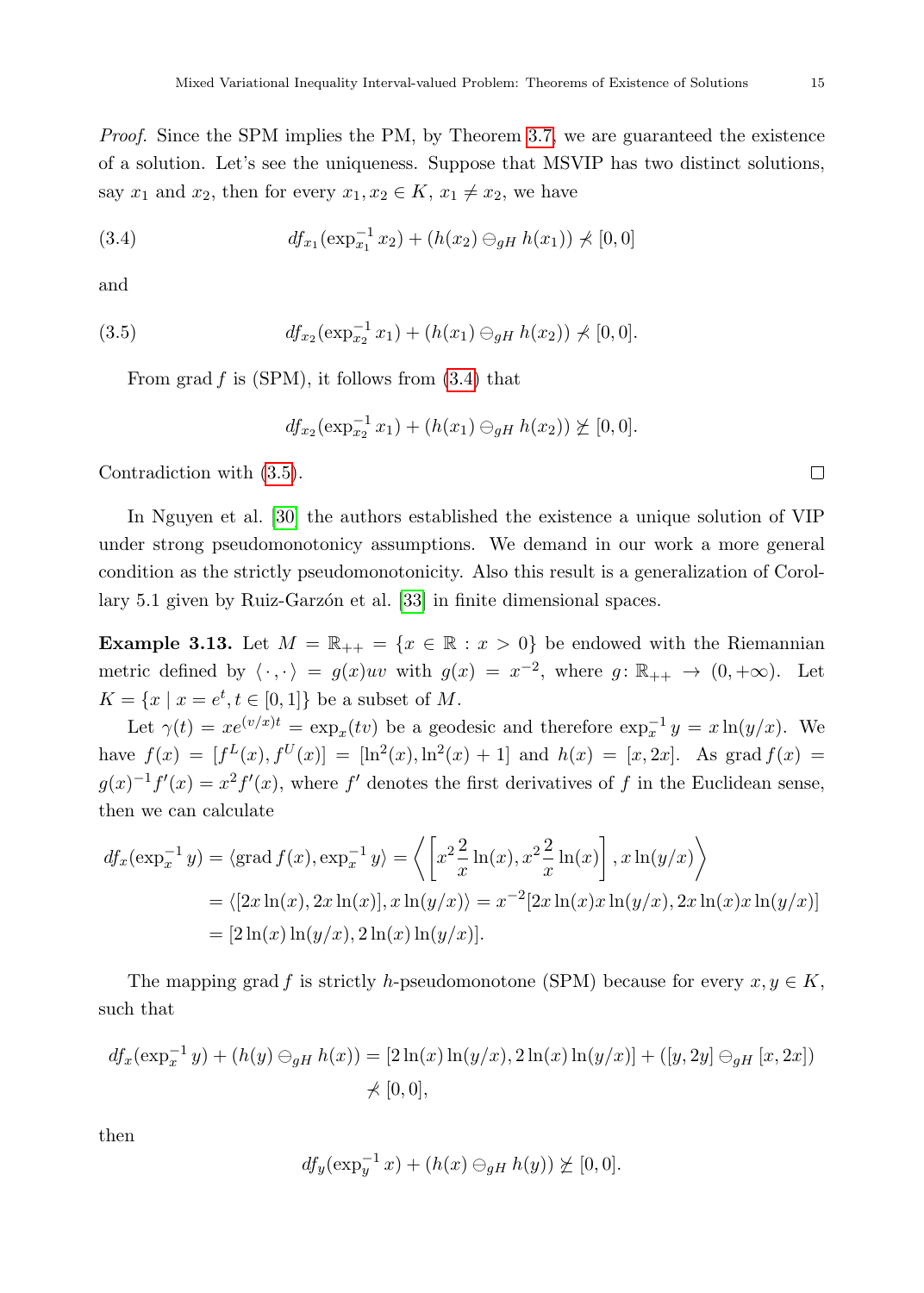*Proof.* Since the SPM implies the PM, by Theorem 3.7, we are guaranteed the existence of a solution. Let's see the uniqueness. Suppose that MSVIP has two distinct solutions, say $x_1$ and $x_2$, then for every $x_1, x_2 \in K$, $x_1 \neq x_2$, we have

$$df_{x_1}(\exp_{x_1}^{-1} x_2) + (h(x_2) \ominus_{gH} h(x_1)) \not\prec [0,0] \tag{3.4}$$

and

$$df_{x_2}(\exp_{x_2}^{-1} x_1) + (h(x_1) \ominus_{gH} h(x_2)) \not\prec [0,0]. \tag{3.5}$$

From grad $f$ is (SPM), it follows from (3.4) that

$$df_{x_2}(\exp_{x_2}^{-1} x_1) + (h(x_1) \ominus_{gH} h(x_2)) \not\succeq [0,0].$$

Contradiction with (3.5). □

In Nguyen et al. [30] the authors established the existence a unique solution of VIP under strong pseudomonotonicy assumptions. We demand in our work a more general condition as the strictly pseudomonotonicity. Also this result is a generalization of Corollary 5.1 given by Ruiz-Garzón et al. [33] in finite dimensional spaces.

**Example 3.13.** Let $M = \mathbb{R}_{++} = \{x \in \mathbb{R} : x > 0\}$ be endowed with the Riemannian metric defined by $\langle \cdot, \cdot \rangle = g(x)uv$ with $g(x) = x^{-2}$, where $g\colon \mathbb{R}_{++} \to (0, +\infty)$. Let $K = \{x \mid x = e^t, t \in [0,1]\}$ be a subset of $M$.

Let $\gamma(t) = xe^{(v/x)t} = \exp_x(tv)$ be a geodesic and therefore $\exp_x^{-1} y = x \ln(y/x)$. We have $f(x) = [f^L(x), f^U(x)] = [\ln^2(x), \ln^2(x) + 1]$ and $h(x) = [x, 2x]$. As grad $f(x) = g(x)^{-1} f'(x) = x^2 f'(x)$, where $f'$ denotes the first derivatives of $f$ in the Euclidean sense, then we can calculate

$$\begin{aligned}
df_x(\exp_x^{-1} y) &= \langle \operatorname{grad} f(x), \exp_x^{-1} y \rangle = \left\langle \left[ x^2 \frac{2}{x} \ln(x), x^2 \frac{2}{x} \ln(x) \right], x \ln(y/x) \right\rangle \\
&= \langle [2x \ln(x), 2x \ln(x)], x \ln(y/x) \rangle = x^{-2} [2x \ln(x) x \ln(y/x), 2x \ln(x) x \ln(y/x)] \\
&= [2 \ln(x) \ln(y/x), 2 \ln(x) \ln(y/x)].
\end{aligned}$$

The mapping grad $f$ is strictly $h$-pseudomonotone (SPM) because for every $x, y \in K$, such that

$$\begin{aligned}
df_x(\exp_x^{-1} y) + (h(y) \ominus_{gH} h(x)) &= [2 \ln(x) \ln(y/x), 2 \ln(x) \ln(y/x)] + ([y, 2y] \ominus_{gH} [x, 2x]) \\
&\not\prec [0,0],
\end{aligned}$$

then

$$df_y(\exp_y^{-1} x) + (h(x) \ominus_{gH} h(y)) \not\succeq [0,0].$$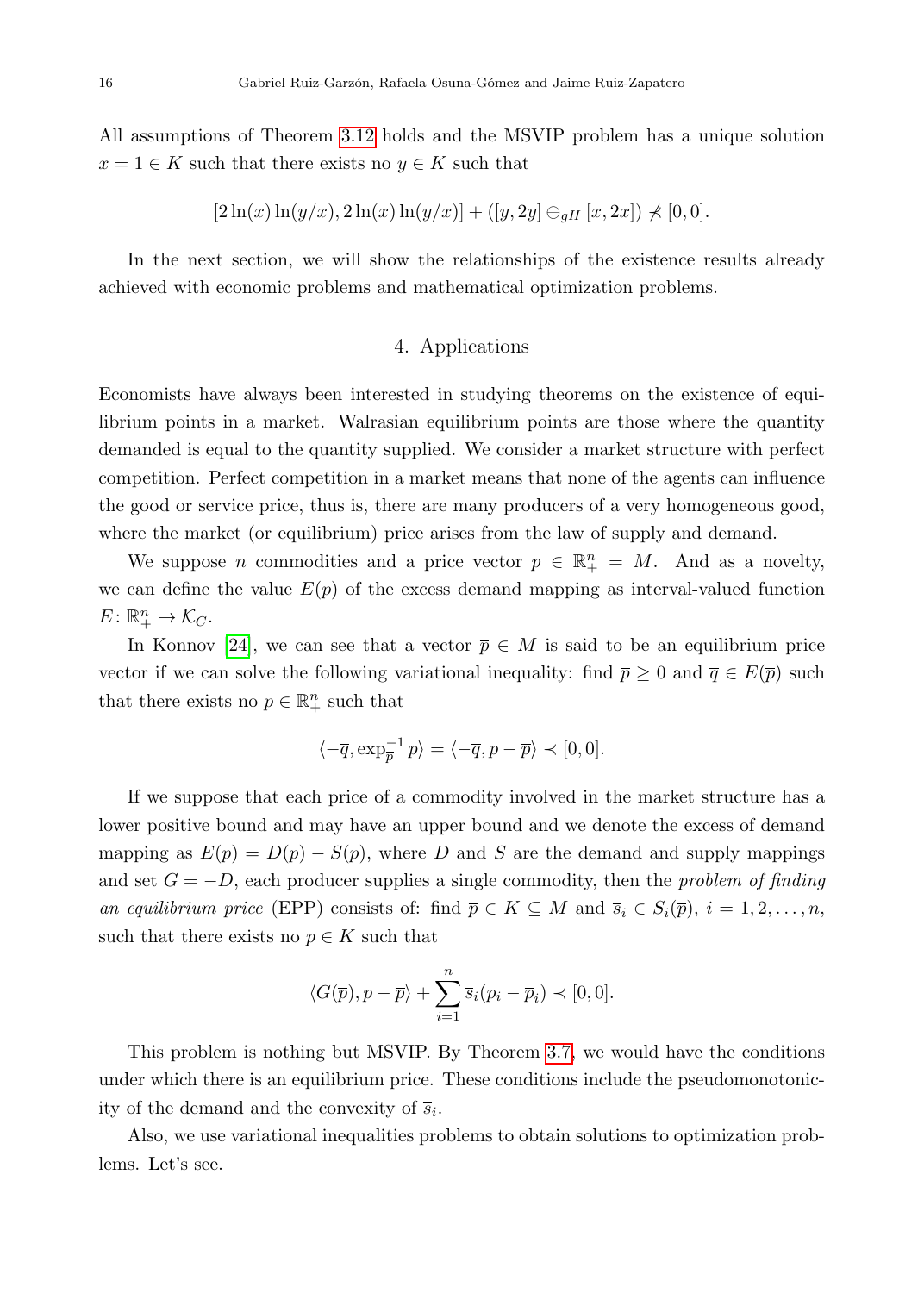All assumptions of Theorem 3.12 holds and the MSVIP problem has a unique solution $x = 1 \in K$ such that there exists no $y \in K$ such that

$$[2\ln(x)\ln(y/x), 2\ln(x)\ln(y/x)] + ([y, 2y] \ominus_{gH} [x, 2x]) \not\prec [0, 0].$$

In the next section, we will show the relationships of the existence results already achieved with economic problems and mathematical optimization problems.

## 4. Applications

Economists have always been interested in studying theorems on the existence of equilibrium points in a market. Walrasian equilibrium points are those where the quantity demanded is equal to the quantity supplied. We consider a market structure with perfect competition. Perfect competition in a market means that none of the agents can influence the good or service price, thus is, there are many producers of a very homogeneous good, where the market (or equilibrium) price arises from the law of supply and demand.

We suppose $n$ commodities and a price vector $p \in \mathbb{R}^n_+ = M$. And as a novelty, we can define the value $E(p)$ of the excess demand mapping as interval-valued function $E \colon \mathbb{R}^n_+ \to \mathcal{K}_C$.

In Konnov [24], we can see that a vector $\overline{p} \in M$ is said to be an equilibrium price vector if we can solve the following variational inequality: find $\overline{p} \geq 0$ and $\overline{q} \in E(\overline{p})$ such that there exists no $p \in \mathbb{R}^n_+$ such that

$$\langle -\overline{q}, \exp_{\overline{p}}^{-1} p \rangle = \langle -\overline{q}, p - \overline{p} \rangle \prec [0, 0].$$

If we suppose that each price of a commodity involved in the market structure has a lower positive bound and may have an upper bound and we denote the excess of demand mapping as $E(p) = D(p) - S(p)$, where $D$ and $S$ are the demand and supply mappings and set $G = -D$, each producer supplies a single commodity, then the *problem of finding an equilibrium price* (EPP) consists of: find $\overline{p} \in K \subseteq M$ and $\overline{s}_i \in S_i(\overline{p})$, $i = 1, 2, \ldots, n$, such that there exists no $p \in K$ such that

$$\langle G(\overline{p}), p - \overline{p} \rangle + \sum_{i=1}^{n} \overline{s}_i (p_i - \overline{p}_i) \prec [0, 0].$$

This problem is nothing but MSVIP. By Theorem 3.7, we would have the conditions under which there is an equilibrium price. These conditions include the pseudomonotonicity of the demand and the convexity of $\overline{s}_i$.

Also, we use variational inequalities problems to obtain solutions to optimization problems. Let's see.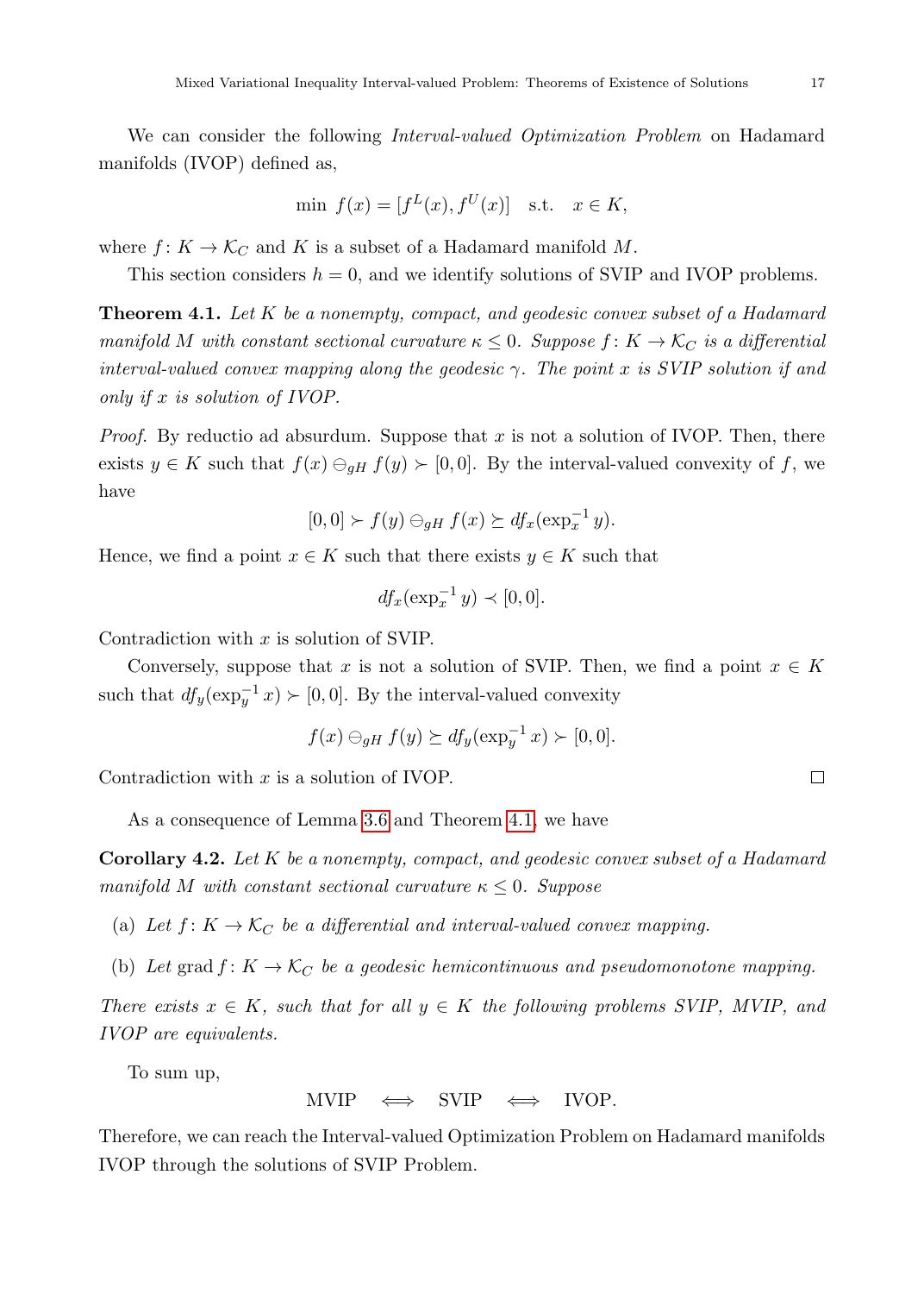We can consider the following *Interval-valued Optimization Problem* on Hadamard manifolds (IVOP) defined as,

$$\min\ f(x) = [f^L(x), f^U(x)] \quad \text{s.t.} \quad x \in K,$$

where $f\colon K \to \mathcal{K}_C$ and $K$ is a subset of a Hadamard manifold $M$.

This section considers $h = 0$, and we identify solutions of SVIP and IVOP problems.

**Theorem 4.1.** *Let $K$ be a nonempty, compact, and geodesic convex subset of a Hadamard manifold $M$ with constant sectional curvature $\kappa \leq 0$. Suppose $f\colon K \to \mathcal{K}_C$ is a differential interval-valued convex mapping along the geodesic $\gamma$. The point $x$ is SVIP solution if and only if $x$ is solution of IVOP.*

*Proof.* By reductio ad absurdum. Suppose that $x$ is not a solution of IVOP. Then, there exists $y \in K$ such that $f(x) \ominus_{gH} f(y) \succ [0, 0]$. By the interval-valued convexity of $f$, we have

$$[0, 0] \succ f(y) \ominus_{gH} f(x) \succeq df_x(\exp_x^{-1} y).$$

Hence, we find a point $x \in K$ such that there exists $y \in K$ such that

$$df_x(\exp_x^{-1} y) \prec [0, 0].$$

Contradiction with $x$ is solution of SVIP.

Conversely, suppose that $x$ is not a solution of SVIP. Then, we find a point $x \in K$ such that $df_y(\exp_y^{-1} x) \succ [0, 0]$. By the interval-valued convexity

$$f(x) \ominus_{gH} f(y) \succeq df_y(\exp_y^{-1} x) \succ [0, 0].$$

Contradiction with $x$ is a solution of IVOP. $\square$

As a consequence of Lemma 3.6 and Theorem 4.1, we have

**Corollary 4.2.** *Let $K$ be a nonempty, compact, and geodesic convex subset of a Hadamard manifold $M$ with constant sectional curvature $\kappa \leq 0$. Suppose*

(a) *Let $f\colon K \to \mathcal{K}_C$ be a differential and interval-valued convex mapping.*

(b) *Let $\operatorname{grad} f\colon K \to \mathcal{K}_C$ be a geodesic hemicontinuous and pseudomonotone mapping.*

*There exists $x \in K$, such that for all $y \in K$ the following problems SVIP, MVIP, and IVOP are equivalents.*

To sum up,

$$\text{MVIP} \iff \text{SVIP} \iff \text{IVOP}.$$

Therefore, we can reach the Interval-valued Optimization Problem on Hadamard manifolds IVOP through the solutions of SVIP Problem.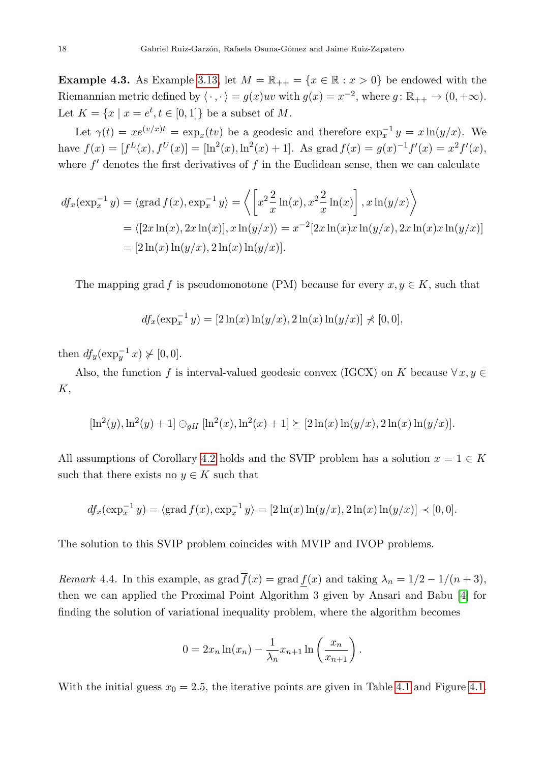**Example 4.3.** As Example 3.13, let $M = \mathbb{R}_{++} = \{x \in \mathbb{R} : x > 0\}$ be endowed with the Riemannian metric defined by $\langle \cdot, \cdot \rangle = g(x)uv$ with $g(x) = x^{-2}$, where $g\colon \mathbb{R}_{++} \to (0, +\infty)$. Let $K = \{x \mid x = e^t, t \in [0, 1]\}$ be a subset of $M$.

Let $\gamma(t) = xe^{(v/x)t} = \exp_x(tv)$ be a geodesic and therefore $\exp_x^{-1} y = x \ln(y/x)$. We have $f(x) = [f^L(x), f^U(x)] = [\ln^2(x), \ln^2(x) + 1]$. As $\operatorname{grad} f(x) = g(x)^{-1} f'(x) = x^2 f'(x)$, where $f'$ denotes the first derivatives of $f$ in the Euclidean sense, then we can calculate

$$
\begin{aligned}
df_x(\exp_x^{-1} y) &= \langle \operatorname{grad} f(x), \exp_x^{-1} y \rangle = \left\langle \left[ x^2 \frac{2}{x} \ln(x), x^2 \frac{2}{x} \ln(x) \right], x \ln(y/x) \right\rangle \\
&= \langle [2x \ln(x), 2x \ln(x)], x \ln(y/x) \rangle = x^{-2} [2x \ln(x) x \ln(y/x), 2x \ln(x) x \ln(y/x)] \\
&= [2 \ln(x) \ln(y/x), 2 \ln(x) \ln(y/x)].
\end{aligned}
$$

The mapping $\operatorname{grad} f$ is pseudomonotone (PM) because for every $x, y \in K$, such that

$$
df_x(\exp_x^{-1} y) = [2 \ln(x) \ln(y/x), 2 \ln(x) \ln(y/x)] \not\prec [0, 0],
$$

then $df_y(\exp_y^{-1} x) \not\succ [0, 0]$.

Also, the function $f$ is interval-valued geodesic convex (IGCX) on $K$ because $\forall\, x, y \in K$,

$$
[\ln^2(y), \ln^2(y) + 1] \ominus_{gH} [\ln^2(x), \ln^2(x) + 1] \succeq [2 \ln(x) \ln(y/x), 2 \ln(x) \ln(y/x)].
$$

All assumptions of Corollary 4.2 holds and the SVIP problem has a solution $x = 1 \in K$ such that there exists no $y \in K$ such that

$$
df_x(\exp_x^{-1} y) = \langle \operatorname{grad} f(x), \exp_x^{-1} y \rangle = [2 \ln(x) \ln(y/x), 2 \ln(x) \ln(y/x)] \prec [0, 0].
$$

The solution to this SVIP problem coincides with MVIP and IVOP problems.

*Remark* 4.4. In this example, as $\operatorname{grad} \overline{f}(x) = \operatorname{grad} \underline{f}(x)$ and taking $\lambda_n = 1/2 - 1/(n + 3)$, then we can applied the Proximal Point Algorithm 3 given by Ansari and Babu [4] for finding the solution of variational inequality problem, where the algorithm becomes

$$
0 = 2x_n \ln(x_n) - \frac{1}{\lambda_n} x_{n+1} \ln\left(\frac{x_n}{x_{n+1}}\right).
$$

With the initial guess $x_0 = 2.5$, the iterative points are given in Table 4.1 and Figure 4.1.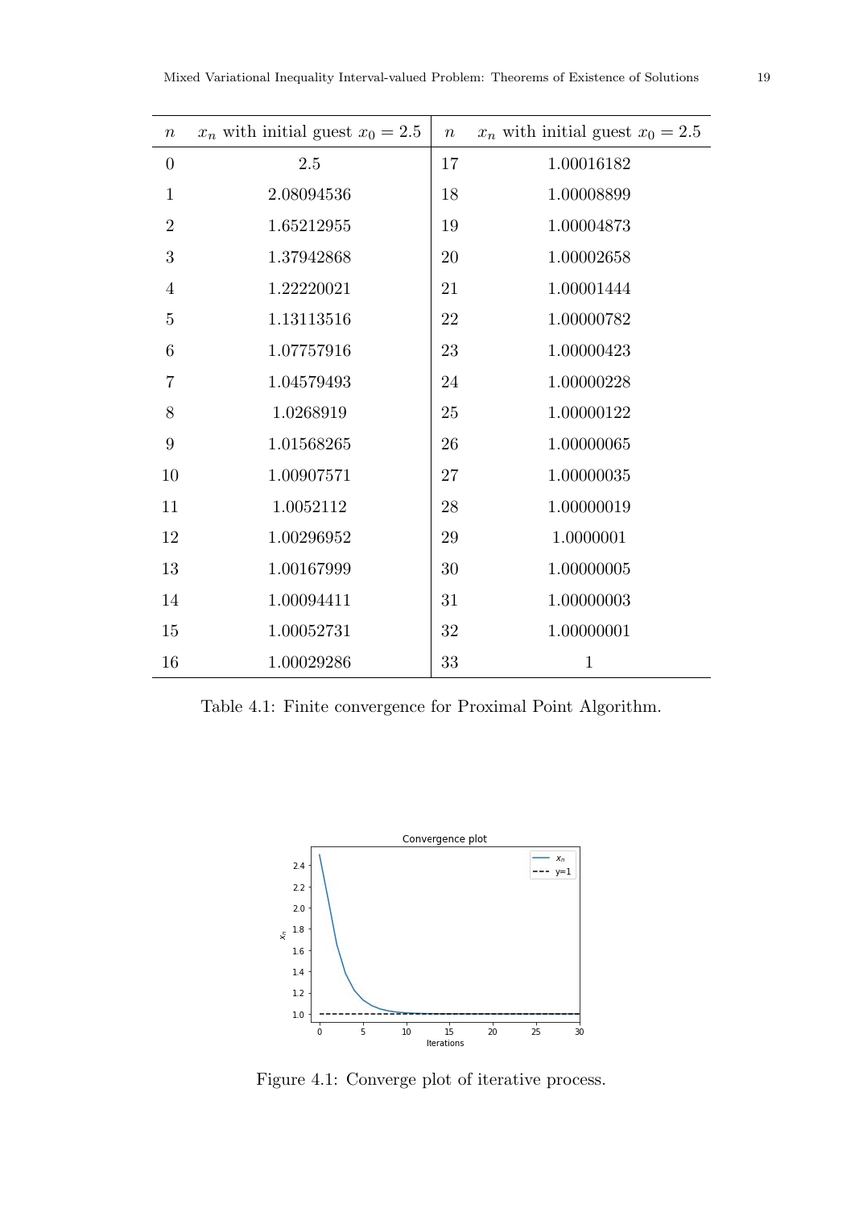| $n$ | $x_n$ with initial guest $x_0 = 2.5$ | $n$ | $x_n$ with initial guest $x_0 = 2.5$ |
|---|---|---|---|
| 0 | 2.5 | 17 | 1.00016182 |
| 1 | 2.08094536 | 18 | 1.00008899 |
| 2 | 1.65212955 | 19 | 1.00004873 |
| 3 | 1.37942868 | 20 | 1.00002658 |
| 4 | 1.22220021 | 21 | 1.00001444 |
| 5 | 1.13113516 | 22 | 1.00000782 |
| 6 | 1.07757916 | 23 | 1.00000423 |
| 7 | 1.04579493 | 24 | 1.00000228 |
| 8 | 1.0268919 | 25 | 1.00000122 |
| 9 | 1.01568265 | 26 | 1.00000065 |
| 10 | 1.00907571 | 27 | 1.00000035 |
| 11 | 1.0052112 | 28 | 1.00000019 |
| 12 | 1.00296952 | 29 | 1.0000001 |
| 13 | 1.00167999 | 30 | 1.00000005 |
| 14 | 1.00094411 | 31 | 1.00000003 |
| 15 | 1.00052731 | 32 | 1.00000001 |
| 16 | 1.00029286 | 33 | 1 |

Table 4.1: Finite convergence for Proximal Point Algorithm.

Figure 4.1: Converge plot of iterative process.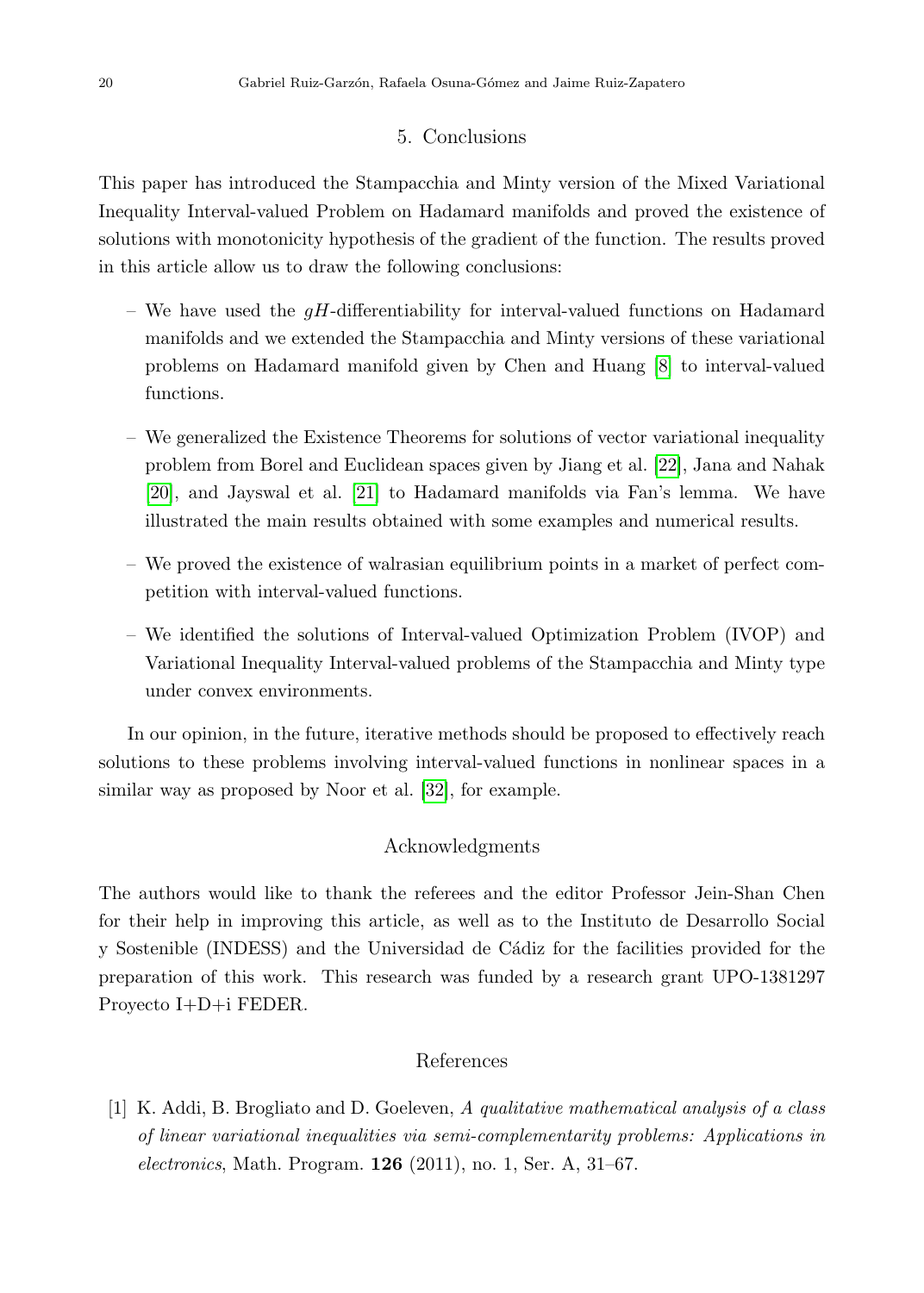## 5. Conclusions

This paper has introduced the Stampacchia and Minty version of the Mixed Variational Inequality Interval-valued Problem on Hadamard manifolds and proved the existence of solutions with monotonicity hypothesis of the gradient of the function. The results proved in this article allow us to draw the following conclusions:

– We have used the $gH$-differentiability for interval-valued functions on Hadamard manifolds and we extended the Stampacchia and Minty versions of these variational problems on Hadamard manifold given by Chen and Huang [8] to interval-valued functions.

– We generalized the Existence Theorems for solutions of vector variational inequality problem from Borel and Euclidean spaces given by Jiang et al. [22], Jana and Nahak [20], and Jayswal et al. [21] to Hadamard manifolds via Fan's lemma. We have illustrated the main results obtained with some examples and numerical results.

– We proved the existence of walrasian equilibrium points in a market of perfect competition with interval-valued functions.

– We identified the solutions of Interval-valued Optimization Problem (IVOP) and Variational Inequality Interval-valued problems of the Stampacchia and Minty type under convex environments.

In our opinion, in the future, iterative methods should be proposed to effectively reach solutions to these problems involving interval-valued functions in nonlinear spaces in a similar way as proposed by Noor et al. [32], for example.

## Acknowledgments

The authors would like to thank the referees and the editor Professor Jein-Shan Chen for their help in improving this article, as well as to the Instituto de Desarrollo Social y Sostenible (INDESS) and the Universidad de Cádiz for the facilities provided for the preparation of this work. This research was funded by a research grant UPO-1381297 Proyecto I+D+i FEDER.

## References

[1] K. Addi, B. Brogliato and D. Goeleven, *A qualitative mathematical analysis of a class of linear variational inequalities via semi-complementarity problems: Applications in electronics*, Math. Program. **126** (2011), no. 1, Ser. A, 31–67.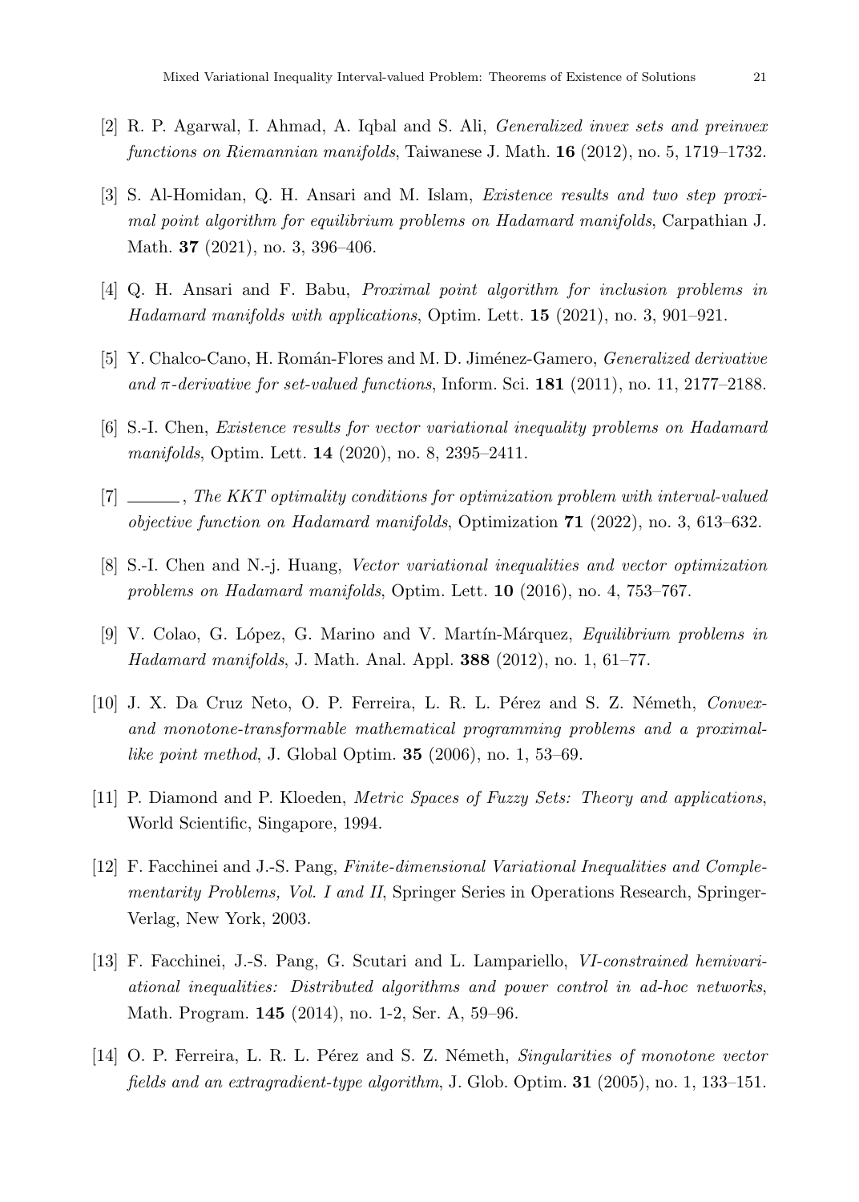[2] R. P. Agarwal, I. Ahmad, A. Iqbal and S. Ali, *Generalized invex sets and preinvex functions on Riemannian manifolds*, Taiwanese J. Math. **16** (2012), no. 5, 1719–1732.

[3] S. Al-Homidan, Q. H. Ansari and M. Islam, *Existence results and two step proximal point algorithm for equilibrium problems on Hadamard manifolds*, Carpathian J. Math. **37** (2021), no. 3, 396–406.

[4] Q. H. Ansari and F. Babu, *Proximal point algorithm for inclusion problems in Hadamard manifolds with applications*, Optim. Lett. **15** (2021), no. 3, 901–921.

[5] Y. Chalco-Cano, H. Román-Flores and M. D. Jiménez-Gamero, *Generalized derivative and $\pi$-derivative for set-valued functions*, Inform. Sci. **181** (2011), no. 11, 2177–2188.

[6] S.-I. Chen, *Existence results for vector variational inequality problems on Hadamard manifolds*, Optim. Lett. **14** (2020), no. 8, 2395–2411.

[7] ______, *The KKT optimality conditions for optimization problem with interval-valued objective function on Hadamard manifolds*, Optimization **71** (2022), no. 3, 613–632.

[8] S.-I. Chen and N.-j. Huang, *Vector variational inequalities and vector optimization problems on Hadamard manifolds*, Optim. Lett. **10** (2016), no. 4, 753–767.

[9] V. Colao, G. López, G. Marino and V. Martín-Márquez, *Equilibrium problems in Hadamard manifolds*, J. Math. Anal. Appl. **388** (2012), no. 1, 61–77.

[10] J. X. Da Cruz Neto, O. P. Ferreira, L. R. L. Pérez and S. Z. Németh, *Convex- and monotone-transformable mathematical programming problems and a proximal-like point method*, J. Global Optim. **35** (2006), no. 1, 53–69.

[11] P. Diamond and P. Kloeden, *Metric Spaces of Fuzzy Sets: Theory and applications*, World Scientific, Singapore, 1994.

[12] F. Facchinei and J.-S. Pang, *Finite-dimensional Variational Inequalities and Complementarity Problems, Vol. I and II*, Springer Series in Operations Research, Springer-Verlag, New York, 2003.

[13] F. Facchinei, J.-S. Pang, G. Scutari and L. Lampariello, *VI-constrained hemivariational inequalities: Distributed algorithms and power control in ad-hoc networks*, Math. Program. **145** (2014), no. 1-2, Ser. A, 59–96.

[14] O. P. Ferreira, L. R. L. Pérez and S. Z. Németh, *Singularities of monotone vector fields and an extragradient-type algorithm*, J. Glob. Optim. **31** (2005), no. 1, 133–151.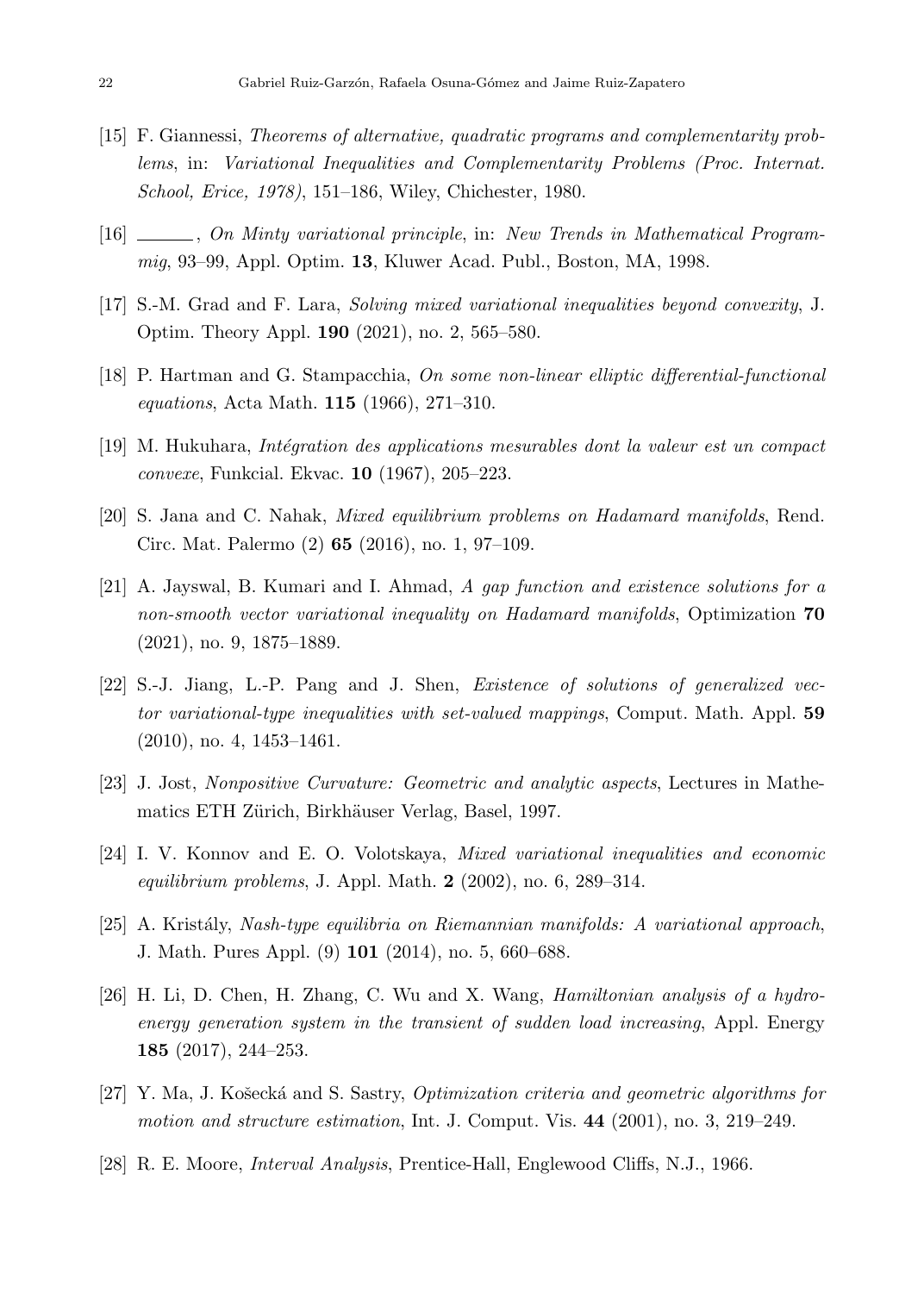[15] F. Giannessi, *Theorems of alternative, quadratic programs and complementarity problems*, in: *Variational Inequalities and Complementarity Problems (Proc. Internat. School, Erice, 1978)*, 151–186, Wiley, Chichester, 1980.

[16] ______, *On Minty variational principle*, in: *New Trends in Mathematical Programmig*, 93–99, Appl. Optim. **13**, Kluwer Acad. Publ., Boston, MA, 1998.

[17] S.-M. Grad and F. Lara, *Solving mixed variational inequalities beyond convexity*, J. Optim. Theory Appl. **190** (2021), no. 2, 565–580.

[18] P. Hartman and G. Stampacchia, *On some non-linear elliptic differential-functional equations*, Acta Math. **115** (1966), 271–310.

[19] M. Hukuhara, *Intégration des applications mesurables dont la valeur est un compact convexe*, Funkcial. Ekvac. **10** (1967), 205–223.

[20] S. Jana and C. Nahak, *Mixed equilibrium problems on Hadamard manifolds*, Rend. Circ. Mat. Palermo (2) **65** (2016), no. 1, 97–109.

[21] A. Jayswal, B. Kumari and I. Ahmad, *A gap function and existence solutions for a non-smooth vector variational inequality on Hadamard manifolds*, Optimization **70** (2021), no. 9, 1875–1889.

[22] S.-J. Jiang, L.-P. Pang and J. Shen, *Existence of solutions of generalized vector variational-type inequalities with set-valued mappings*, Comput. Math. Appl. **59** (2010), no. 4, 1453–1461.

[23] J. Jost, *Nonpositive Curvature: Geometric and analytic aspects*, Lectures in Mathematics ETH Zürich, Birkhäuser Verlag, Basel, 1997.

[24] I. V. Konnov and E. O. Volotskaya, *Mixed variational inequalities and economic equilibrium problems*, J. Appl. Math. **2** (2002), no. 6, 289–314.

[25] A. Kristály, *Nash-type equilibria on Riemannian manifolds: A variational approach*, J. Math. Pures Appl. (9) **101** (2014), no. 5, 660–688.

[26] H. Li, D. Chen, H. Zhang, C. Wu and X. Wang, *Hamiltonian analysis of a hydro-energy generation system in the transient of sudden load increasing*, Appl. Energy **185** (2017), 244–253.

[27] Y. Ma, J. Košecká and S. Sastry, *Optimization criteria and geometric algorithms for motion and structure estimation*, Int. J. Comput. Vis. **44** (2001), no. 3, 219–249.

[28] R. E. Moore, *Interval Analysis*, Prentice-Hall, Englewood Cliffs, N.J., 1966.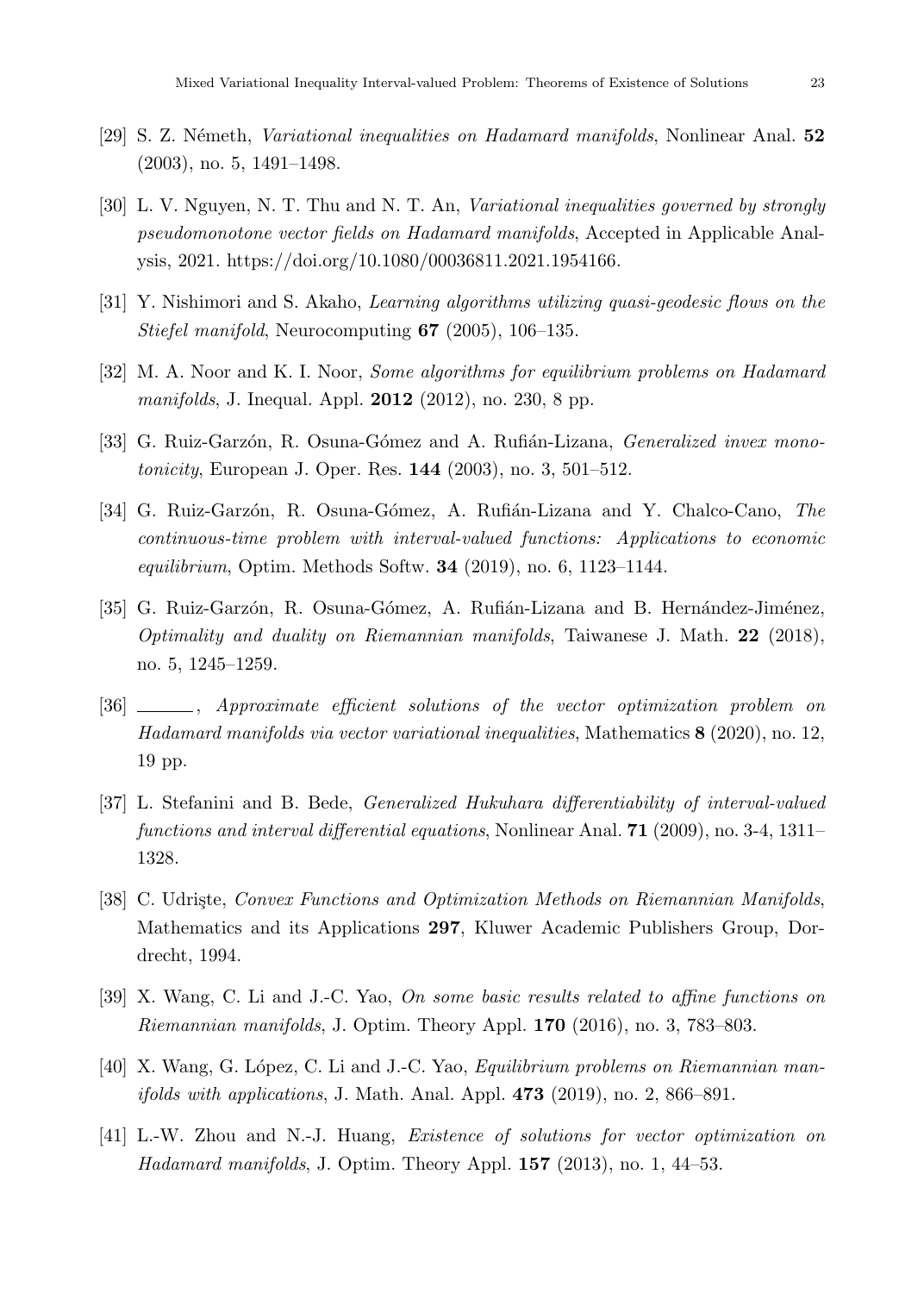[29] S. Z. Németh, *Variational inequalities on Hadamard manifolds*, Nonlinear Anal. **52** (2003), no. 5, 1491–1498.

[30] L. V. Nguyen, N. T. Thu and N. T. An, *Variational inequalities governed by strongly pseudomonotone vector fields on Hadamard manifolds*, Accepted in Applicable Analysis, 2021. https://doi.org/10.1080/00036811.2021.1954166.

[31] Y. Nishimori and S. Akaho, *Learning algorithms utilizing quasi-geodesic flows on the Stiefel manifold*, Neurocomputing **67** (2005), 106–135.

[32] M. A. Noor and K. I. Noor, *Some algorithms for equilibrium problems on Hadamard manifolds*, J. Inequal. Appl. **2012** (2012), no. 230, 8 pp.

[33] G. Ruiz-Garzón, R. Osuna-Gómez and A. Rufián-Lizana, *Generalized invex monotonicity*, European J. Oper. Res. **144** (2003), no. 3, 501–512.

[34] G. Ruiz-Garzón, R. Osuna-Gómez, A. Rufián-Lizana and Y. Chalco-Cano, *The continuous-time problem with interval-valued functions: Applications to economic equilibrium*, Optim. Methods Softw. **34** (2019), no. 6, 1123–1144.

[35] G. Ruiz-Garzón, R. Osuna-Gómez, A. Rufián-Lizana and B. Hernández-Jiménez, *Optimality and duality on Riemannian manifolds*, Taiwanese J. Math. **22** (2018), no. 5, 1245–1259.

[36] ______, *Approximate efficient solutions of the vector optimization problem on Hadamard manifolds via vector variational inequalities*, Mathematics **8** (2020), no. 12, 19 pp.

[37] L. Stefanini and B. Bede, *Generalized Hukuhara differentiability of interval-valued functions and interval differential equations*, Nonlinear Anal. **71** (2009), no. 3-4, 1311–1328.

[38] C. Udrişte, *Convex Functions and Optimization Methods on Riemannian Manifolds*, Mathematics and its Applications **297**, Kluwer Academic Publishers Group, Dordrecht, 1994.

[39] X. Wang, C. Li and J.-C. Yao, *On some basic results related to affine functions on Riemannian manifolds*, J. Optim. Theory Appl. **170** (2016), no. 3, 783–803.

[40] X. Wang, G. López, C. Li and J.-C. Yao, *Equilibrium problems on Riemannian manifolds with applications*, J. Math. Anal. Appl. **473** (2019), no. 2, 866–891.

[41] L.-W. Zhou and N.-J. Huang, *Existence of solutions for vector optimization on Hadamard manifolds*, J. Optim. Theory Appl. **157** (2013), no. 1, 44–53.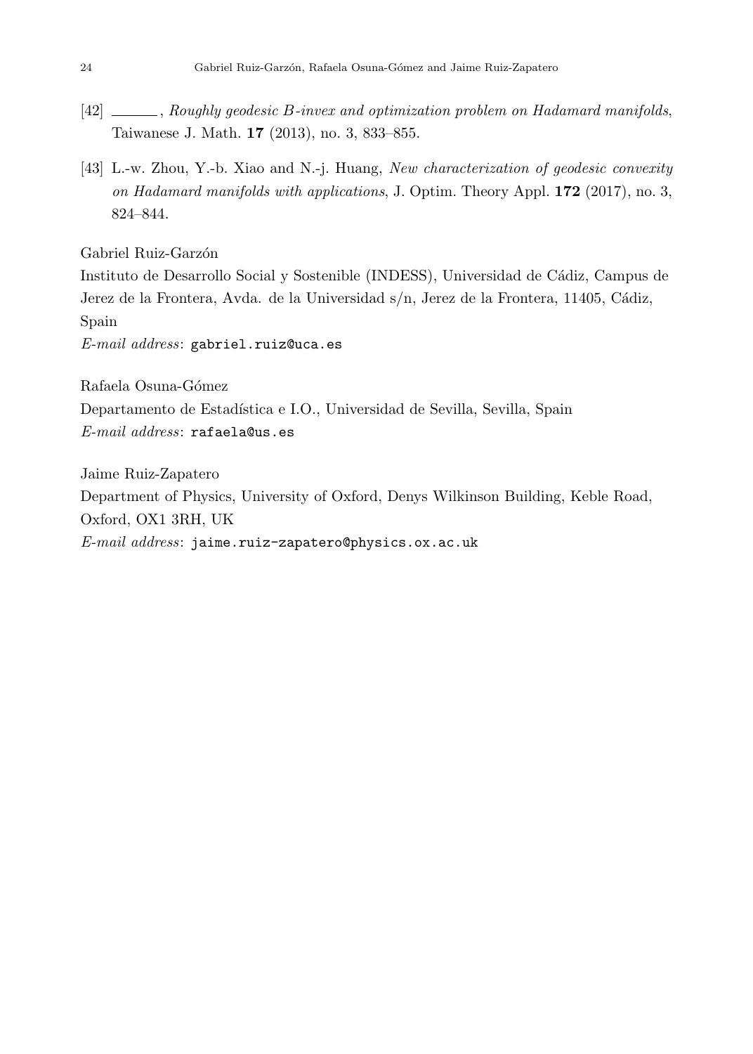[42] ______, *Roughly geodesic B-invex and optimization problem on Hadamard manifolds*, Taiwanese J. Math. **17** (2013), no. 3, 833–855.

[43] L.-w. Zhou, Y.-b. Xiao and N.-j. Huang, *New characterization of geodesic convexity on Hadamard manifolds with applications*, J. Optim. Theory Appl. **172** (2017), no. 3, 824–844.

Gabriel Ruiz-Garzón
Instituto de Desarrollo Social y Sostenible (INDESS), Universidad de Cádiz, Campus de Jerez de la Frontera, Avda. de la Universidad s/n, Jerez de la Frontera, 11405, Cádiz, Spain
*E-mail address*: `gabriel.ruiz@uca.es`

Rafaela Osuna-Gómez
Departamento de Estadística e I.O., Universidad de Sevilla, Sevilla, Spain
*E-mail address*: `rafaela@us.es`

Jaime Ruiz-Zapatero
Department of Physics, University of Oxford, Denys Wilkinson Building, Keble Road, Oxford, OX1 3RH, UK
*E-mail address*: `jaime.ruiz-zapatero@physics.ox.ac.uk`